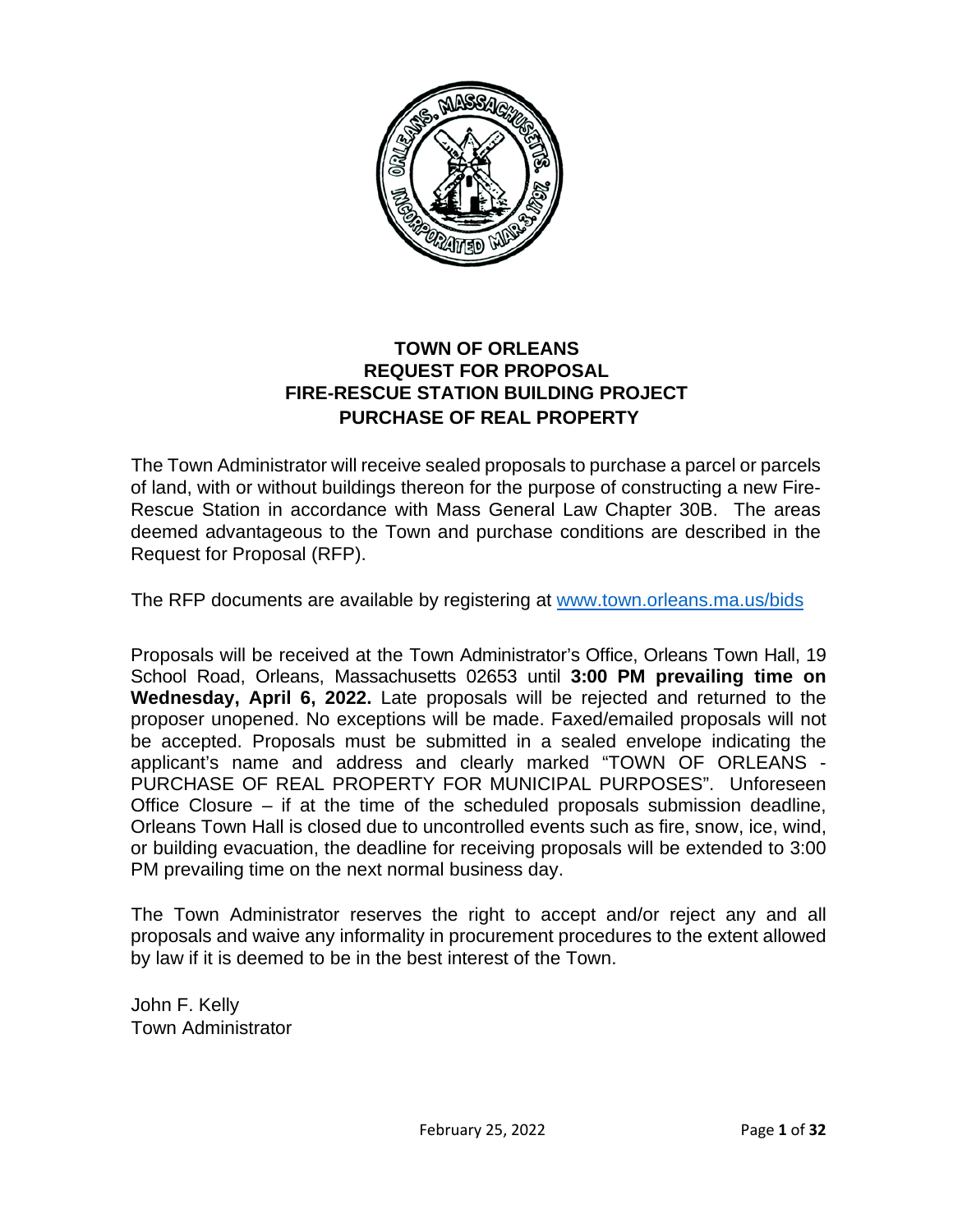# TOWN OF ORLEANS
# REQUEST FOR PROPOSAL
# FIRE-RESCUE STATION BUILDING PROJECT
# PURCHASE OF REAL PROPERTY

The Town Administrator will receive sealed proposals to purchase a parcel or parcels of land, with or without buildings thereon for the purpose of constructing a new Fire-Rescue Station in accordance with Mass General Law Chapter 30B. The areas deemed advantageous to the Town and purchase conditions are described in the Request for Proposal (RFP).

The RFP documents are available by registering at [www.town.orleans.ma.us/bids](http://www.town.orleans.ma.us/bids)

Proposals will be received at the Town Administrator's Office, Orleans Town Hall, 19 School Road, Orleans, Massachusetts 02653 until **3:00 PM prevailing time on Wednesday, April 6, 2022.** Late proposals will be rejected and returned to the proposer unopened. No exceptions will be made. Faxed/emailed proposals will not be accepted. Proposals must be submitted in a sealed envelope indicating the applicant's name and address and clearly marked "TOWN OF ORLEANS - PURCHASE OF REAL PROPERTY FOR MUNICIPAL PURPOSES". Unforeseen Office Closure – if at the time of the scheduled proposals submission deadline, Orleans Town Hall is closed due to uncontrolled events such as fire, snow, ice, wind, or building evacuation, the deadline for receiving proposals will be extended to 3:00 PM prevailing time on the next normal business day.

The Town Administrator reserves the right to accept and/or reject any and all proposals and waive any informality in procurement procedures to the extent allowed by law if it is deemed to be in the best interest of the Town.

John F. Kelly
Town Administrator

February 25, 2022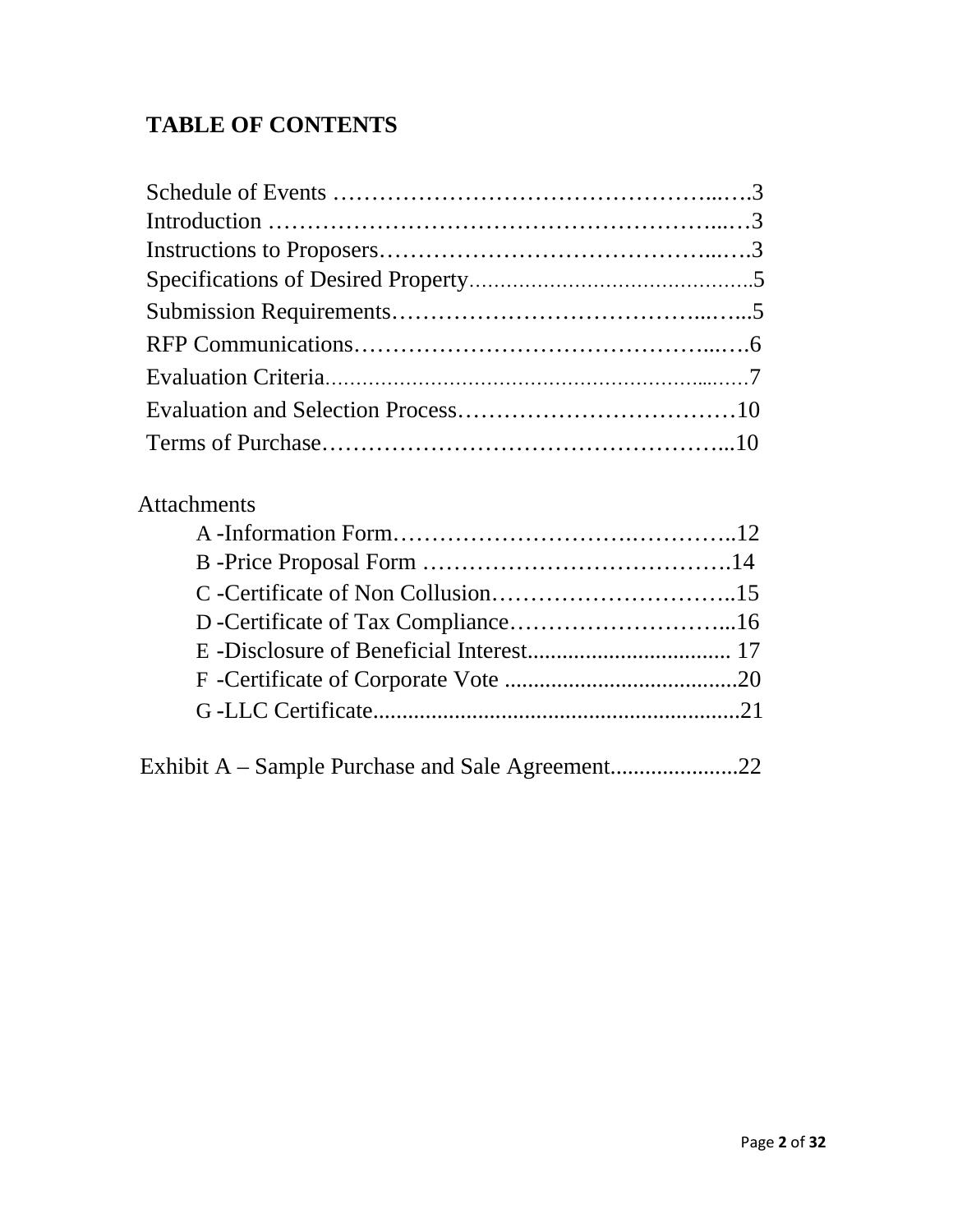# TABLE OF CONTENTS

Schedule of Events …………………………………………...….3
Introduction ………………………………………………...…3
Instructions to Proposers…………………………………...….3
Specifications of Desired Property……………………………….5
Submission Requirements………………………………...…...5
RFP Communications……………………………………...….6
Evaluation Criteria…………………………………………...….7
Evaluation and Selection Process………………………………10
Terms of Purchase…………………………………………...10

Attachments

A -Information Form……………………….…………..12
B -Price Proposal Form ………………………………….14
C -Certificate of Non Collusion…………………………..15
D -Certificate of Tax Compliance………………………...16
E -Disclosure of Beneficial Interest................................... 17
F -Certificate of Corporate Vote .......................................20
G -LLC Certificate..............................................................21

Exhibit A – Sample Purchase and Sale Agreement.....................22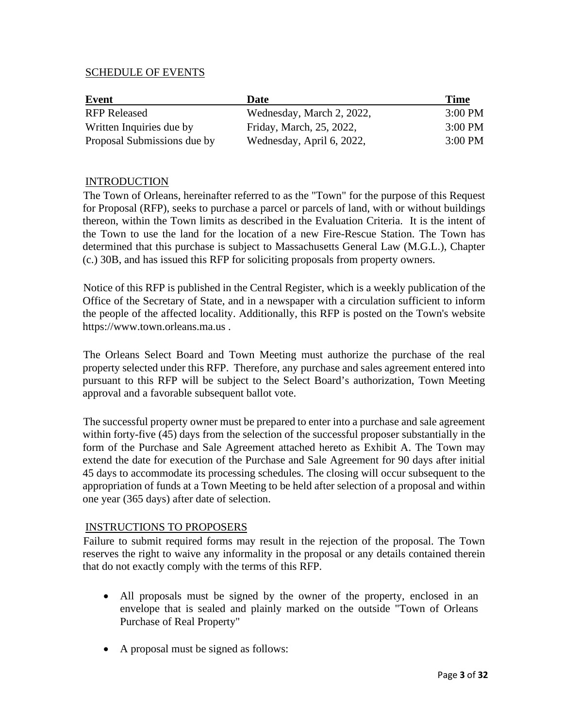## SCHEDULE OF EVENTS

| Event | Date | Time |
|---|---|---|
| RFP Released | Wednesday, March 2, 2022, | 3:00 PM |
| Written Inquiries due by | Friday, March, 25, 2022, | 3:00 PM |
| Proposal Submissions due by | Wednesday, April 6, 2022, | 3:00 PM |

## INTRODUCTION

The Town of Orleans, hereinafter referred to as the "Town" for the purpose of this Request for Proposal (RFP), seeks to purchase a parcel or parcels of land, with or without buildings thereon, within the Town limits as described in the Evaluation Criteria. It is the intent of the Town to use the land for the location of a new Fire-Rescue Station. The Town has determined that this purchase is subject to Massachusetts General Law (M.G.L.), Chapter (c.) 30B, and has issued this RFP for soliciting proposals from property owners.

Notice of this RFP is published in the Central Register, which is a weekly publication of the Office of the Secretary of State, and in a newspaper with a circulation sufficient to inform the people of the affected locality. Additionally, this RFP is posted on the Town's website https://www.town.orleans.ma.us .

The Orleans Select Board and Town Meeting must authorize the purchase of the real property selected under this RFP. Therefore, any purchase and sales agreement entered into pursuant to this RFP will be subject to the Select Board's authorization, Town Meeting approval and a favorable subsequent ballot vote.

The successful property owner must be prepared to enter into a purchase and sale agreement within forty-five (45) days from the selection of the successful proposer substantially in the form of the Purchase and Sale Agreement attached hereto as Exhibit A. The Town may extend the date for execution of the Purchase and Sale Agreement for 90 days after initial 45 days to accommodate its processing schedules. The closing will occur subsequent to the appropriation of funds at a Town Meeting to be held after selection of a proposal and within one year (365 days) after date of selection.

## INSTRUCTIONS TO PROPOSERS

Failure to submit required forms may result in the rejection of the proposal. The Town reserves the right to waive any informality in the proposal or any details contained therein that do not exactly comply with the terms of this RFP.

- All proposals must be signed by the owner of the property, enclosed in an envelope that is sealed and plainly marked on the outside "Town of Orleans Purchase of Real Property"
- A proposal must be signed as follows: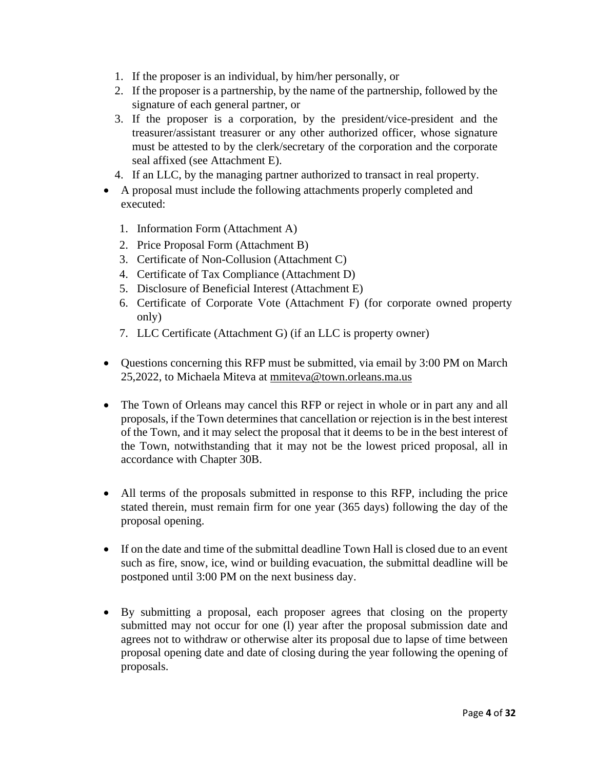1. If the proposer is an individual, by him/her personally, or
2. If the proposer is a partnership, by the name of the partnership, followed by the signature of each general partner, or
3. If the proposer is a corporation, by the president/vice-president and the treasurer/assistant treasurer or any other authorized officer, whose signature must be attested to by the clerk/secretary of the corporation and the corporate seal affixed (see Attachment E).
4. If an LLC, by the managing partner authorized to transact in real property.

- A proposal must include the following attachments properly completed and executed:

  1. Information Form (Attachment A)
  2. Price Proposal Form (Attachment B)
  3. Certificate of Non-Collusion (Attachment C)
  4. Certificate of Tax Compliance (Attachment D)
  5. Disclosure of Beneficial Interest (Attachment E)
  6. Certificate of Corporate Vote (Attachment F) (for corporate owned property only)
  7. LLC Certificate (Attachment G) (if an LLC is property owner)

- Questions concerning this RFP must be submitted, via email by 3:00 PM on March 25,2022, to Michaela Miteva at mmiteva@town.orleans.ma.us

- The Town of Orleans may cancel this RFP or reject in whole or in part any and all proposals, if the Town determines that cancellation or rejection is in the best interest of the Town, and it may select the proposal that it deems to be in the best interest of the Town, notwithstanding that it may not be the lowest priced proposal, all in accordance with Chapter 30B.

- All terms of the proposals submitted in response to this RFP, including the price stated therein, must remain firm for one year (365 days) following the day of the proposal opening.

- If on the date and time of the submittal deadline Town Hall is closed due to an event such as fire, snow, ice, wind or building evacuation, the submittal deadline will be postponed until 3:00 PM on the next business day.

- By submitting a proposal, each proposer agrees that closing on the property submitted may not occur for one (l) year after the proposal submission date and agrees not to withdraw or otherwise alter its proposal due to lapse of time between proposal opening date and date of closing during the year following the opening of proposals.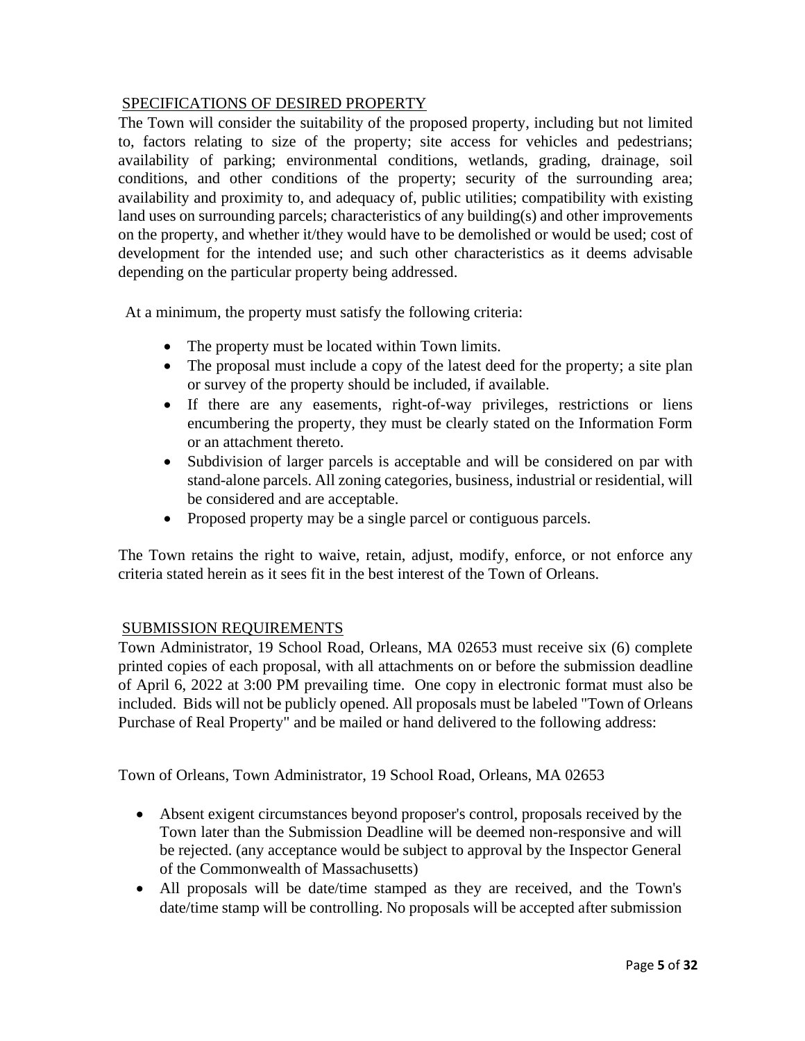## SPECIFICATIONS OF DESIRED PROPERTY

The Town will consider the suitability of the proposed property, including but not limited to, factors relating to size of the property; site access for vehicles and pedestrians; availability of parking; environmental conditions, wetlands, grading, drainage, soil conditions, and other conditions of the property; security of the surrounding area; availability and proximity to, and adequacy of, public utilities; compatibility with existing land uses on surrounding parcels; characteristics of any building(s) and other improvements on the property, and whether it/they would have to be demolished or would be used; cost of development for the intended use; and such other characteristics as it deems advisable depending on the particular property being addressed.

At a minimum, the property must satisfy the following criteria:

- The property must be located within Town limits.
- The proposal must include a copy of the latest deed for the property; a site plan or survey of the property should be included, if available.
- If there are any easements, right-of-way privileges, restrictions or liens encumbering the property, they must be clearly stated on the Information Form or an attachment thereto.
- Subdivision of larger parcels is acceptable and will be considered on par with stand-alone parcels. All zoning categories, business, industrial or residential, will be considered and are acceptable.
- Proposed property may be a single parcel or contiguous parcels.

The Town retains the right to waive, retain, adjust, modify, enforce, or not enforce any criteria stated herein as it sees fit in the best interest of the Town of Orleans.

## SUBMISSION REQUIREMENTS

Town Administrator, 19 School Road, Orleans, MA 02653 must receive six (6) complete printed copies of each proposal, with all attachments on or before the submission deadline of April 6, 2022 at 3:00 PM prevailing time. One copy in electronic format must also be included. Bids will not be publicly opened. All proposals must be labeled "Town of Orleans Purchase of Real Property" and be mailed or hand delivered to the following address:

Town of Orleans, Town Administrator, 19 School Road, Orleans, MA 02653

- Absent exigent circumstances beyond proposer's control, proposals received by the Town later than the Submission Deadline will be deemed non-responsive and will be rejected. (any acceptance would be subject to approval by the Inspector General of the Commonwealth of Massachusetts)
- All proposals will be date/time stamped as they are received, and the Town's date/time stamp will be controlling. No proposals will be accepted after submission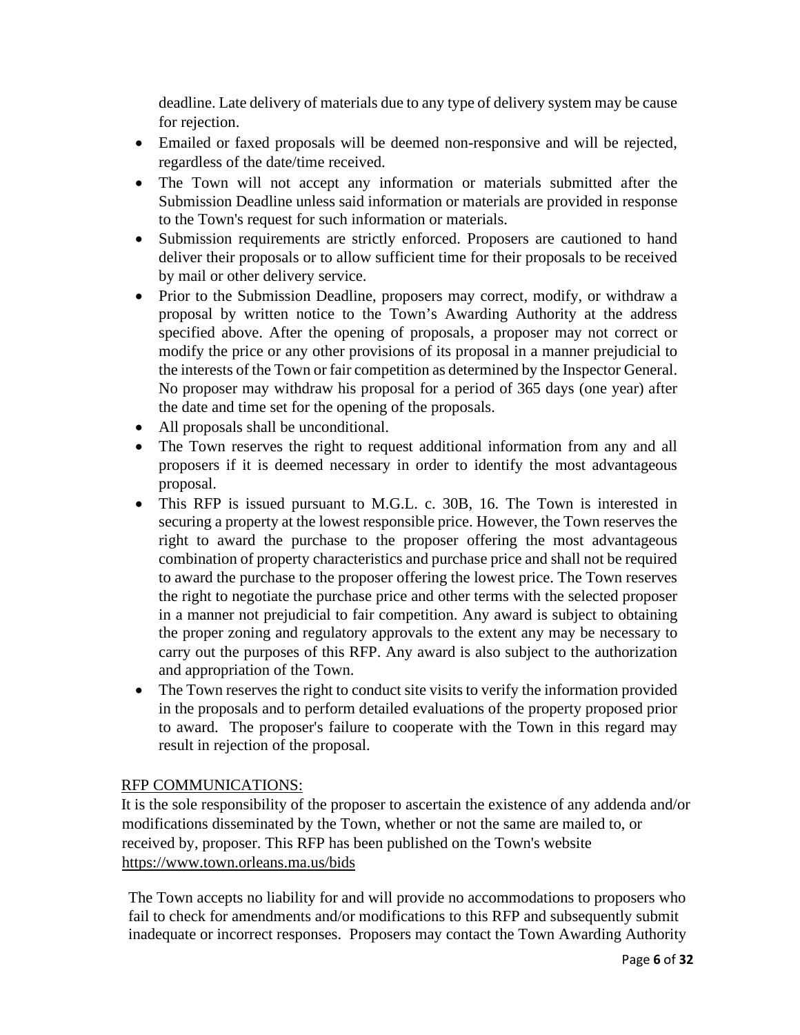deadline. Late delivery of materials due to any type of delivery system may be cause for rejection.

- Emailed or faxed proposals will be deemed non-responsive and will be rejected, regardless of the date/time received.
- The Town will not accept any information or materials submitted after the Submission Deadline unless said information or materials are provided in response to the Town's request for such information or materials.
- Submission requirements are strictly enforced. Proposers are cautioned to hand deliver their proposals or to allow sufficient time for their proposals to be received by mail or other delivery service.
- Prior to the Submission Deadline, proposers may correct, modify, or withdraw a proposal by written notice to the Town's Awarding Authority at the address specified above. After the opening of proposals, a proposer may not correct or modify the price or any other provisions of its proposal in a manner prejudicial to the interests of the Town or fair competition as determined by the Inspector General. No proposer may withdraw his proposal for a period of 365 days (one year) after the date and time set for the opening of the proposals.
- All proposals shall be unconditional.
- The Town reserves the right to request additional information from any and all proposers if it is deemed necessary in order to identify the most advantageous proposal.
- This RFP is issued pursuant to M.G.L. c. 30B, 16. The Town is interested in securing a property at the lowest responsible price. However, the Town reserves the right to award the purchase to the proposer offering the most advantageous combination of property characteristics and purchase price and shall not be required to award the purchase to the proposer offering the lowest price. The Town reserves the right to negotiate the purchase price and other terms with the selected proposer in a manner not prejudicial to fair competition. Any award is subject to obtaining the proper zoning and regulatory approvals to the extent any may be necessary to carry out the purposes of this RFP. Any award is also subject to the authorization and appropriation of the Town.
- The Town reserves the right to conduct site visits to verify the information provided in the proposals and to perform detailed evaluations of the property proposed prior to award. The proposer's failure to cooperate with the Town in this regard may result in rejection of the proposal.

RFP COMMUNICATIONS:

It is the sole responsibility of the proposer to ascertain the existence of any addenda and/or modifications disseminated by the Town, whether or not the same are mailed to, or received by, proposer. This RFP has been published on the Town's website https://www.town.orleans.ma.us/bids

The Town accepts no liability for and will provide no accommodations to proposers who fail to check for amendments and/or modifications to this RFP and subsequently submit inadequate or incorrect responses. Proposers may contact the Town Awarding Authority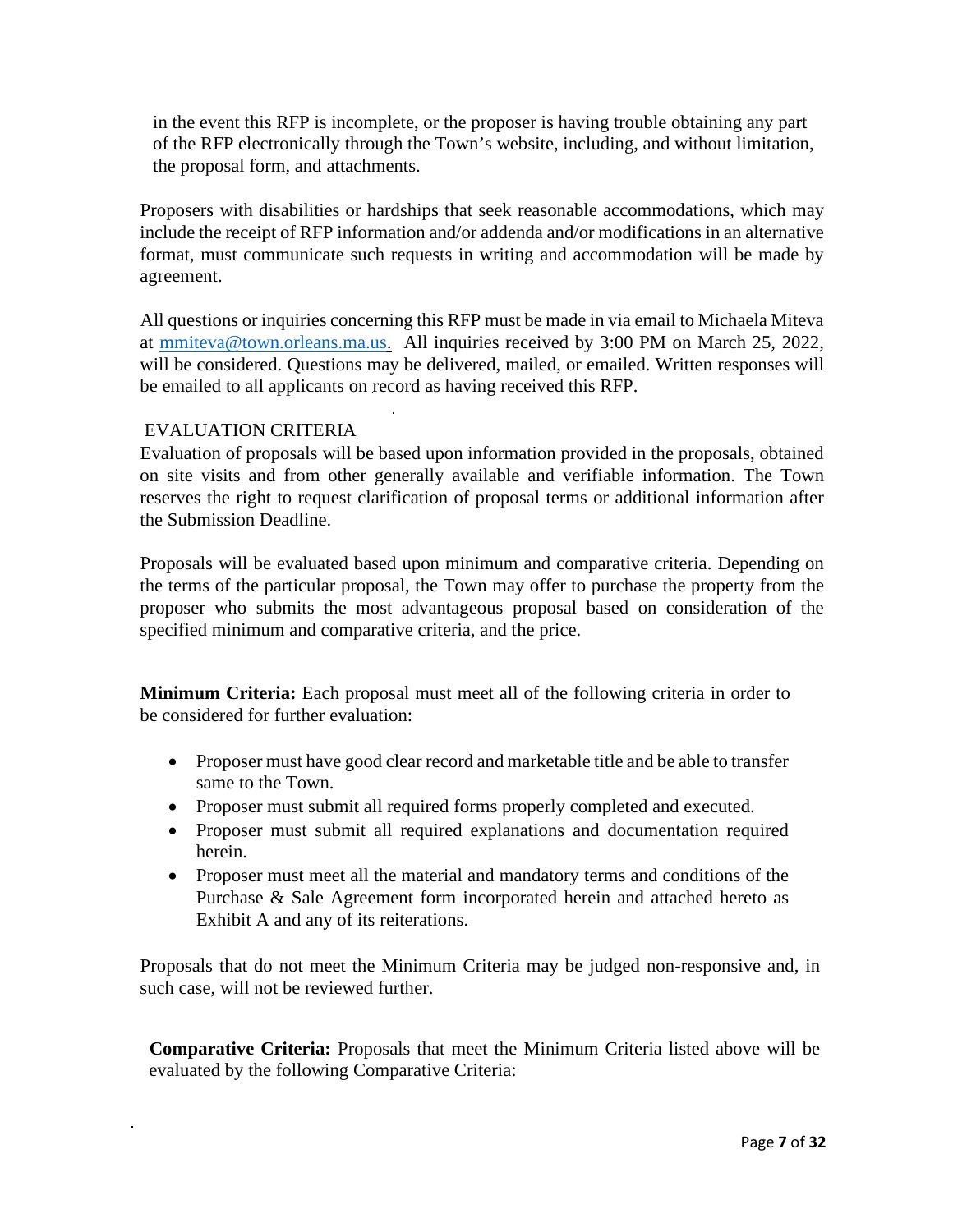in the event this RFP is incomplete, or the proposer is having trouble obtaining any part of the RFP electronically through the Town's website, including, and without limitation, the proposal form, and attachments.

Proposers with disabilities or hardships that seek reasonable accommodations, which may include the receipt of RFP information and/or addenda and/or modifications in an alternative format, must communicate such requests in writing and accommodation will be made by agreement.

All questions or inquiries concerning this RFP must be made in via email to Michaela Miteva at mmiteva@town.orleans.ma.us. All inquiries received by 3:00 PM on March 25, 2022, will be considered. Questions may be delivered, mailed, or emailed. Written responses will be emailed to all applicants on record as having received this RFP.

## EVALUATION CRITERIA

Evaluation of proposals will be based upon information provided in the proposals, obtained on site visits and from other generally available and verifiable information. The Town reserves the right to request clarification of proposal terms or additional information after the Submission Deadline.

Proposals will be evaluated based upon minimum and comparative criteria. Depending on the terms of the particular proposal, the Town may offer to purchase the property from the proposer who submits the most advantageous proposal based on consideration of the specified minimum and comparative criteria, and the price.

**Minimum Criteria:** Each proposal must meet all of the following criteria in order to be considered for further evaluation:

- Proposer must have good clear record and marketable title and be able to transfer same to the Town.
- Proposer must submit all required forms properly completed and executed.
- Proposer must submit all required explanations and documentation required herein.
- Proposer must meet all the material and mandatory terms and conditions of the Purchase & Sale Agreement form incorporated herein and attached hereto as Exhibit A and any of its reiterations.

Proposals that do not meet the Minimum Criteria may be judged non-responsive and, in such case, will not be reviewed further.

**Comparative Criteria:** Proposals that meet the Minimum Criteria listed above will be evaluated by the following Comparative Criteria: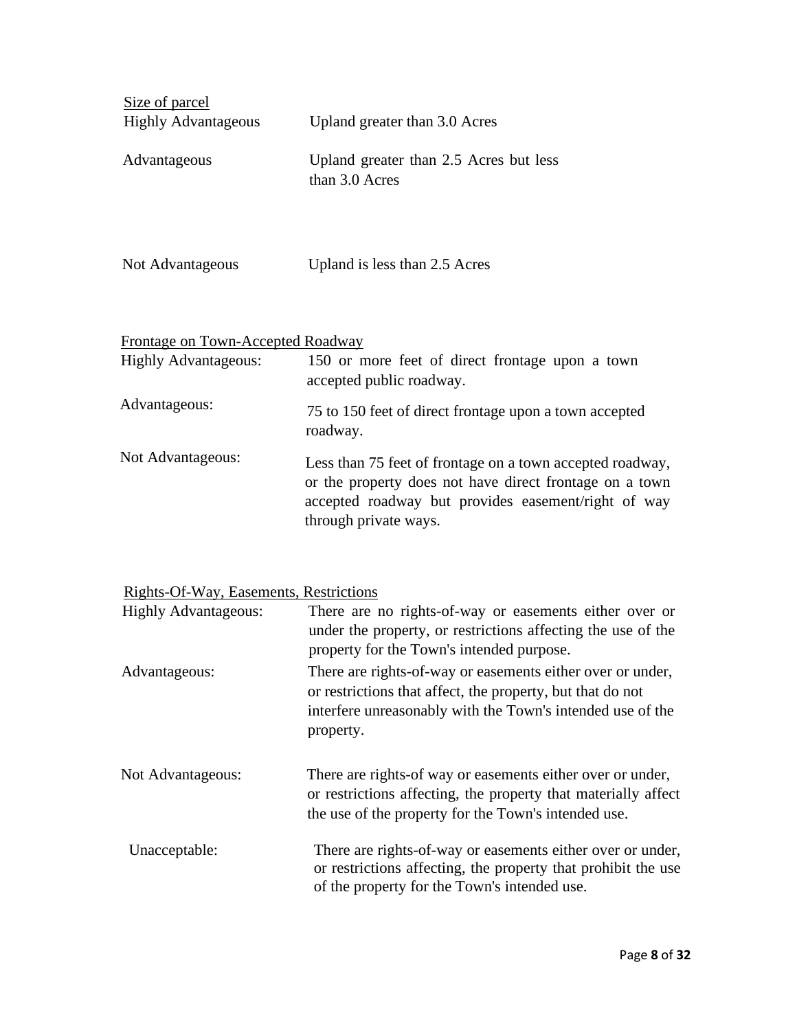<u>Size of parcel</u>

| | |
|---|---|
| Highly Advantageous | Upland greater than 3.0 Acres |
| Advantageous | Upland greater than 2.5 Acres but less than 3.0 Acres |
| Not Advantageous | Upland is less than 2.5 Acres |

<u>Frontage on Town-Accepted Roadway</u>

| | |
|---|---|
| Highly Advantageous: | 150 or more feet of direct frontage upon a town accepted public roadway. |
| Advantageous: | 75 to 150 feet of direct frontage upon a town accepted roadway. |
| Not Advantageous: | Less than 75 feet of frontage on a town accepted roadway, or the property does not have direct frontage on a town accepted roadway but provides easement/right of way through private ways. |

<u>Rights-Of-Way, Easements, Restrictions</u>

| | |
|---|---|
| Highly Advantageous: | There are no rights-of-way or easements either over or under the property, or restrictions affecting the use of the property for the Town's intended purpose. |
| Advantageous: | There are rights-of-way or easements either over or under, or restrictions that affect, the property, but that do not interfere unreasonably with the Town's intended use of the property. |
| Not Advantageous: | There are rights-of way or easements either over or under, or restrictions affecting, the property that materially affect the use of the property for the Town's intended use. |
| Unacceptable: | There are rights-of-way or easements either over or under, or restrictions affecting, the property that prohibit the use of the property for the Town's intended use. |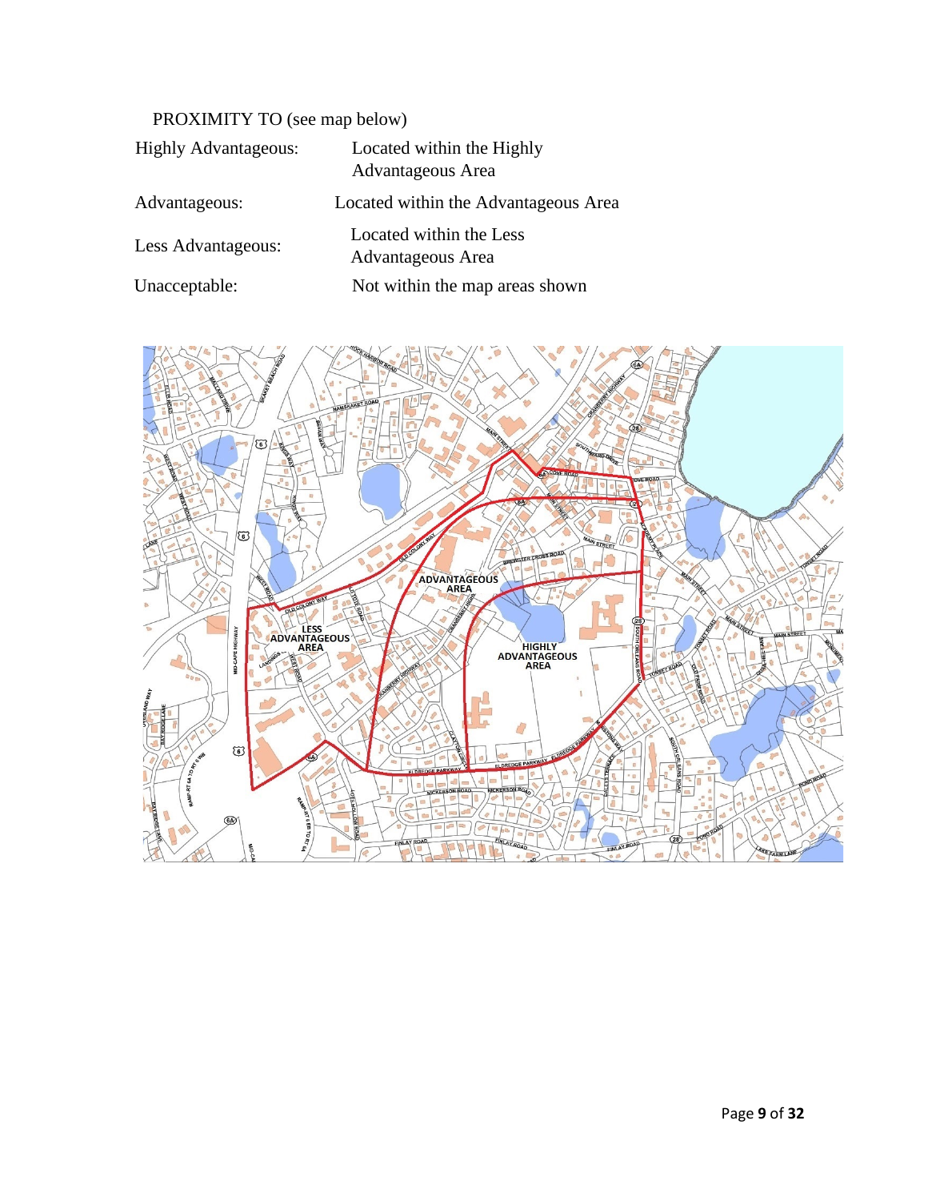PROXIMITY TO (see map below)

| | |
|---|---|
| Highly Advantageous: | Located within the Highly Advantageous Area |
| Advantageous: | Located within the Advantageous Area |
| Less Advantageous: | Located within the Less Advantageous Area |
| Unacceptable: | Not within the map areas shown |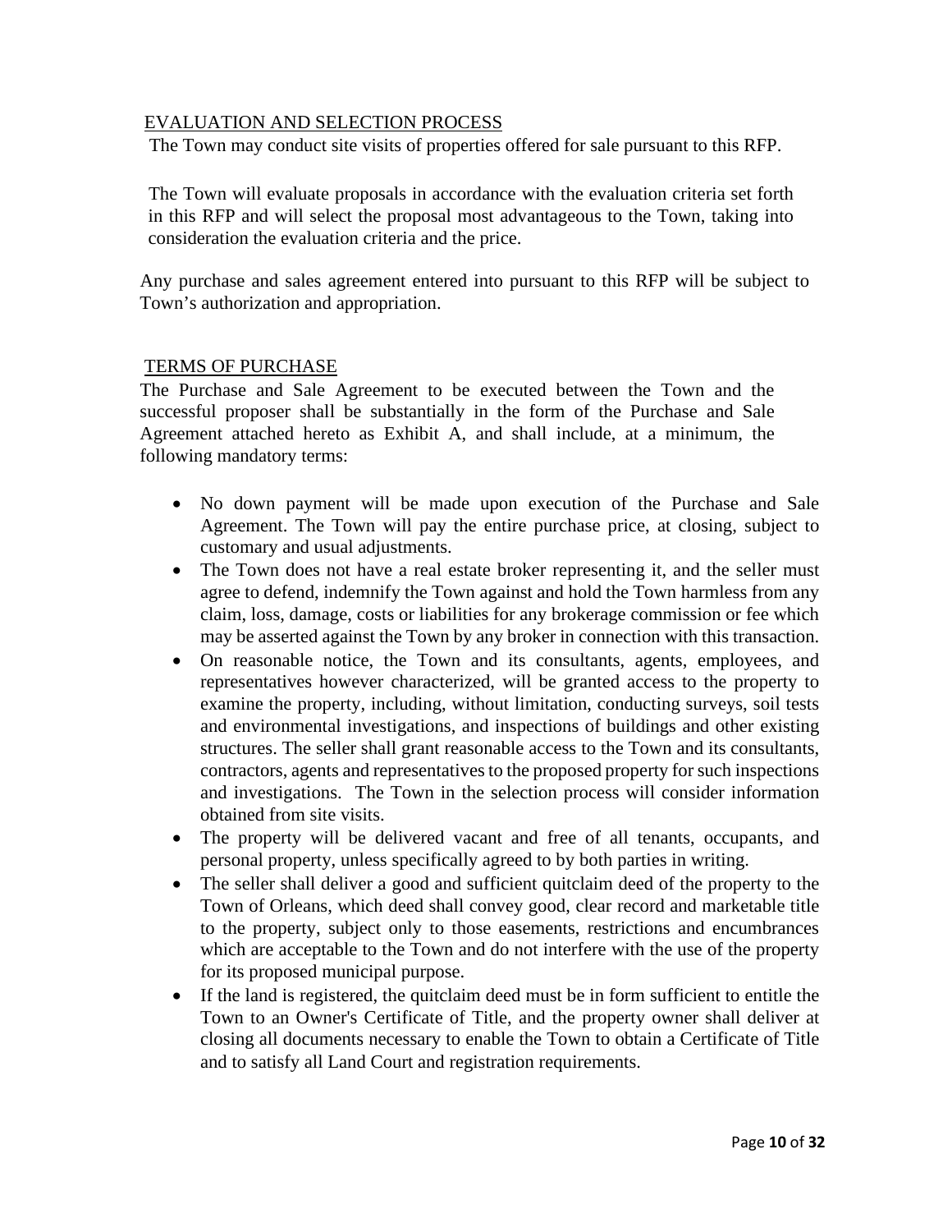## EVALUATION AND SELECTION PROCESS

The Town may conduct site visits of properties offered for sale pursuant to this RFP.

The Town will evaluate proposals in accordance with the evaluation criteria set forth in this RFP and will select the proposal most advantageous to the Town, taking into consideration the evaluation criteria and the price.

Any purchase and sales agreement entered into pursuant to this RFP will be subject to Town's authorization and appropriation.

## TERMS OF PURCHASE

The Purchase and Sale Agreement to be executed between the Town and the successful proposer shall be substantially in the form of the Purchase and Sale Agreement attached hereto as Exhibit A, and shall include, at a minimum, the following mandatory terms:

- No down payment will be made upon execution of the Purchase and Sale Agreement. The Town will pay the entire purchase price, at closing, subject to customary and usual adjustments.
- The Town does not have a real estate broker representing it, and the seller must agree to defend, indemnify the Town against and hold the Town harmless from any claim, loss, damage, costs or liabilities for any brokerage commission or fee which may be asserted against the Town by any broker in connection with this transaction.
- On reasonable notice, the Town and its consultants, agents, employees, and representatives however characterized, will be granted access to the property to examine the property, including, without limitation, conducting surveys, soil tests and environmental investigations, and inspections of buildings and other existing structures. The seller shall grant reasonable access to the Town and its consultants, contractors, agents and representatives to the proposed property for such inspections and investigations. The Town in the selection process will consider information obtained from site visits.
- The property will be delivered vacant and free of all tenants, occupants, and personal property, unless specifically agreed to by both parties in writing.
- The seller shall deliver a good and sufficient quitclaim deed of the property to the Town of Orleans, which deed shall convey good, clear record and marketable title to the property, subject only to those easements, restrictions and encumbrances which are acceptable to the Town and do not interfere with the use of the property for its proposed municipal purpose.
- If the land is registered, the quitclaim deed must be in form sufficient to entitle the Town to an Owner's Certificate of Title, and the property owner shall deliver at closing all documents necessary to enable the Town to obtain a Certificate of Title and to satisfy all Land Court and registration requirements.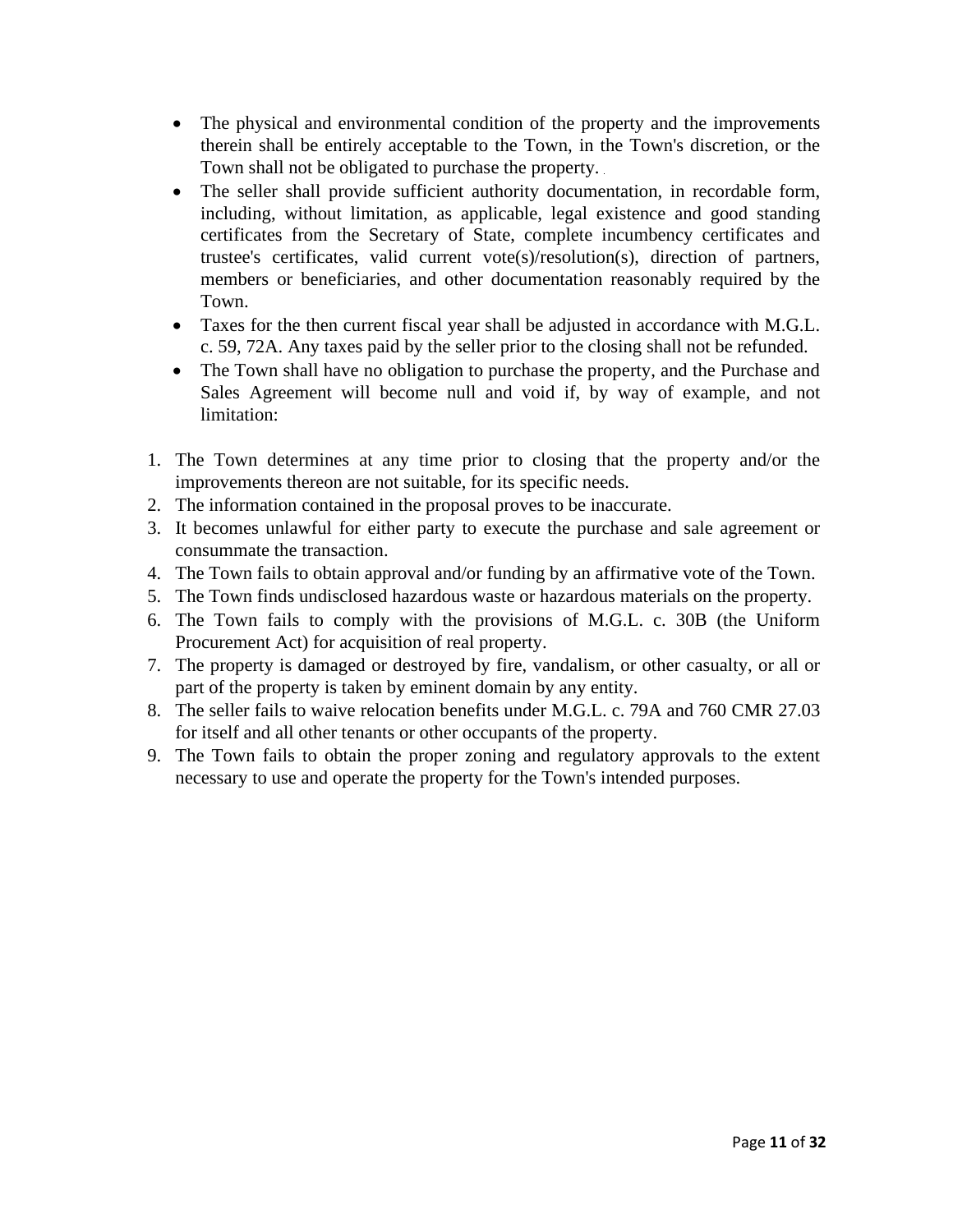- The physical and environmental condition of the property and the improvements therein shall be entirely acceptable to the Town, in the Town's discretion, or the Town shall not be obligated to purchase the property.
- The seller shall provide sufficient authority documentation, in recordable form, including, without limitation, as applicable, legal existence and good standing certificates from the Secretary of State, complete incumbency certificates and trustee's certificates, valid current vote(s)/resolution(s), direction of partners, members or beneficiaries, and other documentation reasonably required by the Town.
- Taxes for the then current fiscal year shall be adjusted in accordance with M.G.L. c. 59, 72A. Any taxes paid by the seller prior to the closing shall not be refunded.
- The Town shall have no obligation to purchase the property, and the Purchase and Sales Agreement will become null and void if, by way of example, and not limitation:

1. The Town determines at any time prior to closing that the property and/or the improvements thereon are not suitable, for its specific needs.
2. The information contained in the proposal proves to be inaccurate.
3. It becomes unlawful for either party to execute the purchase and sale agreement or consummate the transaction.
4. The Town fails to obtain approval and/or funding by an affirmative vote of the Town.
5. The Town finds undisclosed hazardous waste or hazardous materials on the property.
6. The Town fails to comply with the provisions of M.G.L. c. 30B (the Uniform Procurement Act) for acquisition of real property.
7. The property is damaged or destroyed by fire, vandalism, or other casualty, or all or part of the property is taken by eminent domain by any entity.
8. The seller fails to waive relocation benefits under M.G.L. c. 79A and 760 CMR 27.03 for itself and all other tenants or other occupants of the property.
9. The Town fails to obtain the proper zoning and regulatory approvals to the extent necessary to use and operate the property for the Town's intended purposes.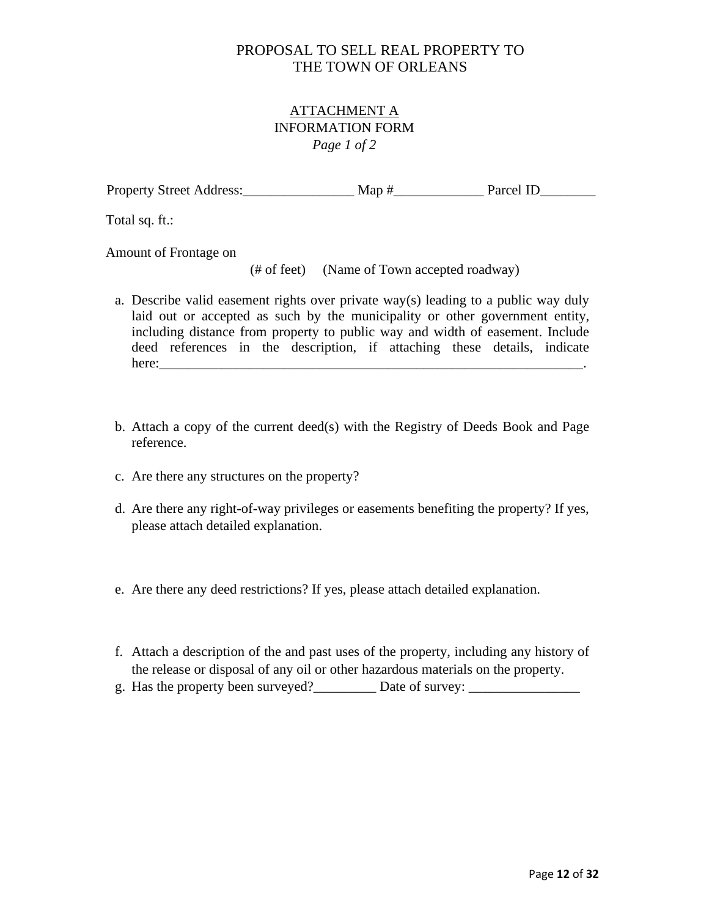# PROPOSAL TO SELL REAL PROPERTY TO THE TOWN OF ORLEANS

## ATTACHMENT A
## INFORMATION FORM
*Page 1 of 2*

Property Street Address:________________ Map #_____________ Parcel ID________

Total sq. ft.:

Amount of Frontage on

(# of feet) (Name of Town accepted roadway)

a. Describe valid easement rights over private way(s) leading to a public way duly laid out or accepted as such by the municipality or other government entity, including distance from property to public way and width of easement. Include deed references in the description, if attaching these details, indicate here:_________________________________________________________________.

b. Attach a copy of the current deed(s) with the Registry of Deeds Book and Page reference.

c. Are there any structures on the property?

d. Are there any right-of-way privileges or easements benefiting the property? If yes, please attach detailed explanation.

e. Are there any deed restrictions? If yes, please attach detailed explanation.

f. Attach a description of the and past uses of the property, including any history of the release or disposal of any oil or other hazardous materials on the property.

g. Has the property been surveyed?_________ Date of survey: ________________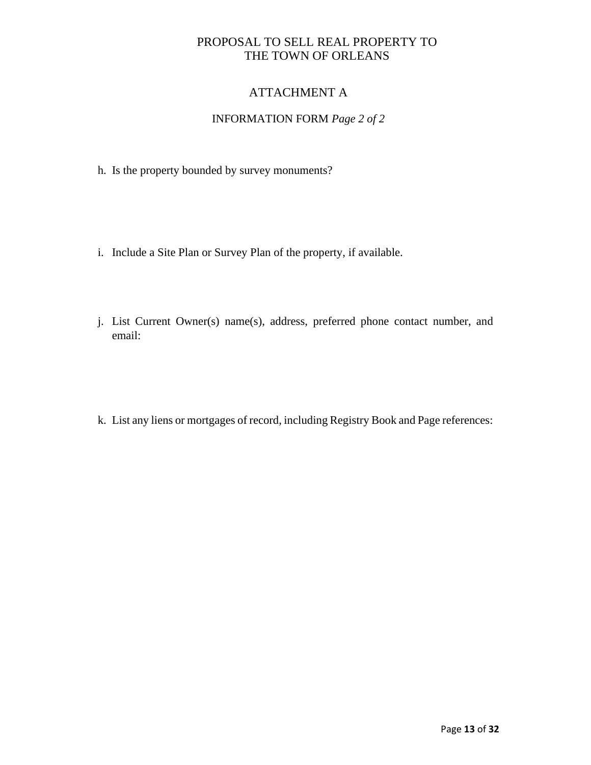# PROPOSAL TO SELL REAL PROPERTY TO THE TOWN OF ORLEANS

## ATTACHMENT A

### INFORMATION FORM *Page 2 of 2*

h. Is the property bounded by survey monuments?

i. Include a Site Plan or Survey Plan of the property, if available.

j. List Current Owner(s) name(s), address, preferred phone contact number, and email:

k. List any liens or mortgages of record, including Registry Book and Page references: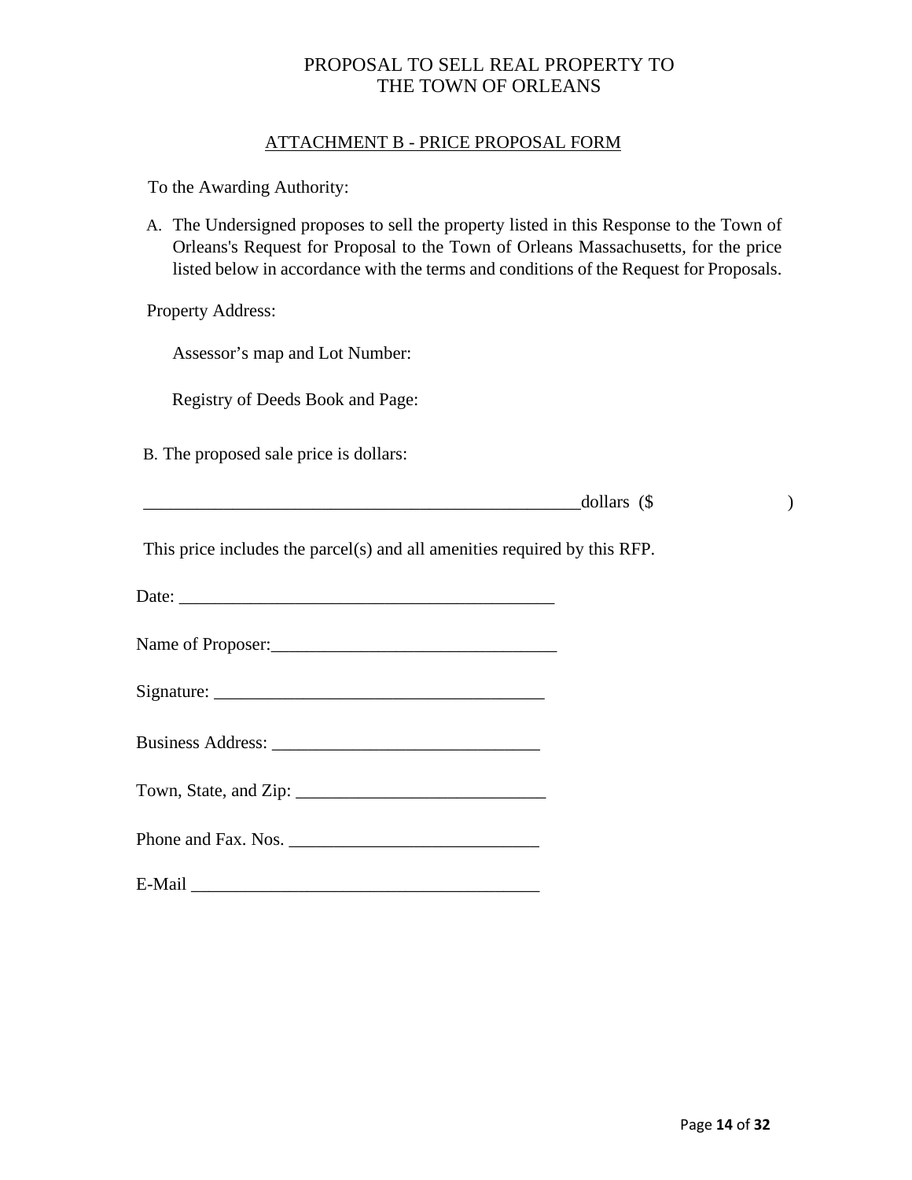# PROPOSAL TO SELL REAL PROPERTY TO THE TOWN OF ORLEANS

## ATTACHMENT B - PRICE PROPOSAL FORM

To the Awarding Authority:

A. The Undersigned proposes to sell the property listed in this Response to the Town of Orleans's Request for Proposal to the Town of Orleans Massachusetts, for the price listed below in accordance with the terms and conditions of the Request for Proposals.

Property Address:

Assessor's map and Lot Number:

Registry of Deeds Book and Page:

B. The proposed sale price is dollars:

___________________________________________________dollars ($                    )

This price includes the parcel(s) and all amenities required by this RFP.

Date: ___________________________________________

Name of Proposer:________________________________

Signature: _____________________________________

Business Address: ______________________________

Town, State, and Zip: ____________________________

Phone and Fax. Nos. ____________________________

E-Mail _______________________________________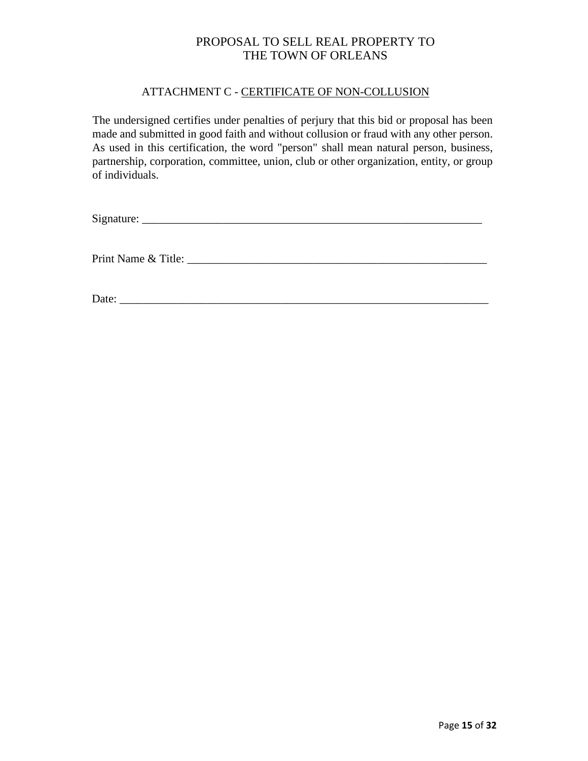# PROPOSAL TO SELL REAL PROPERTY TO THE TOWN OF ORLEANS

## ATTACHMENT C - CERTIFICATE OF NON-COLLUSION

The undersigned certifies under penalties of perjury that this bid or proposal has been made and submitted in good faith and without collusion or fraud with any other person. As used in this certification, the word "person" shall mean natural person, business, partnership, corporation, committee, union, club or other organization, entity, or group of individuals.

Signature: _______________________________________________________________

Print Name & Title: ________________________________________________________

Date: ____________________________________________________________________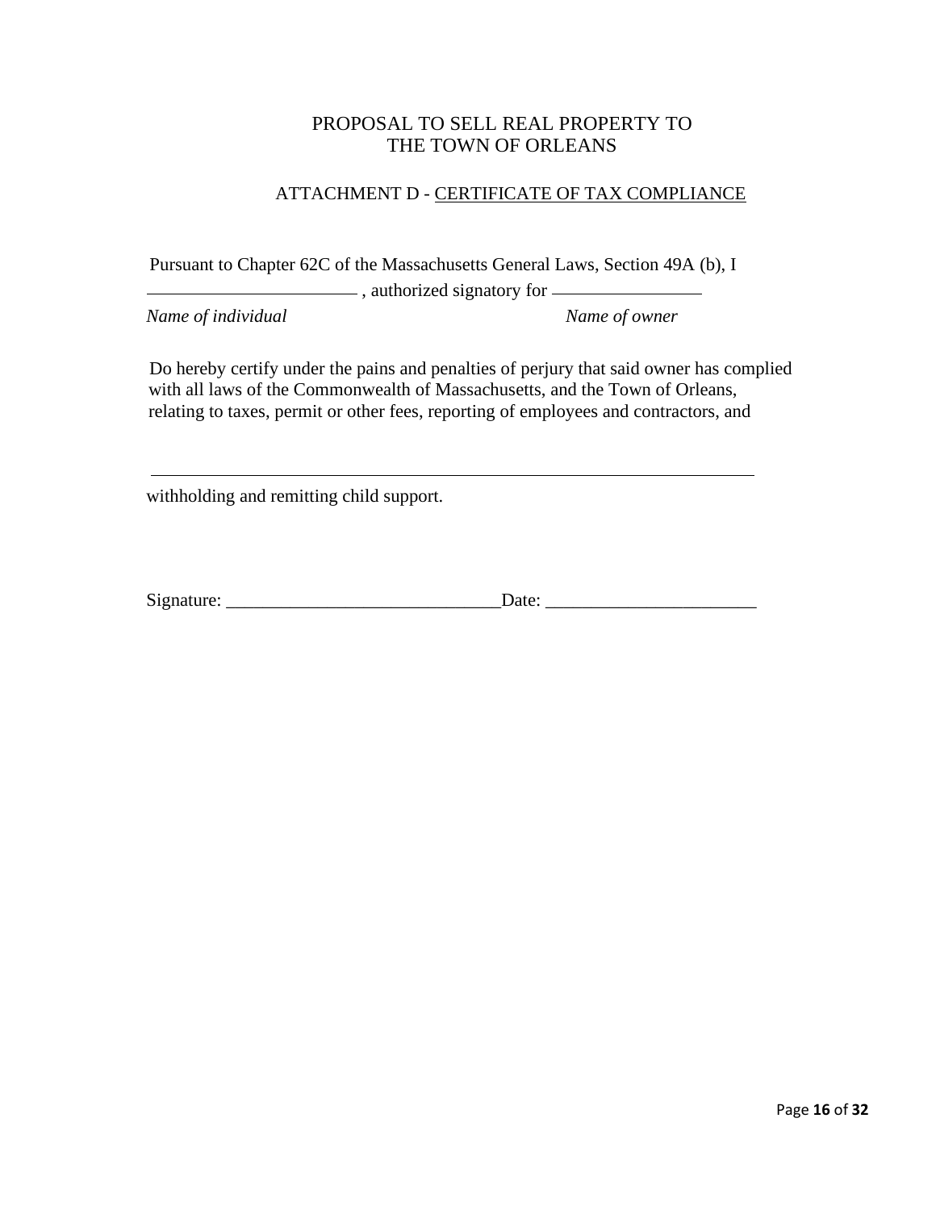PROPOSAL TO SELL REAL PROPERTY TO
THE TOWN OF ORLEANS

ATTACHMENT D - CERTIFICATE OF TAX COMPLIANCE

Pursuant to Chapter 62C of the Massachusetts General Laws, Section 49A (b), I

________________________ , authorized signatory for ________________

*Name of individual* *Name of owner*

Do hereby certify under the pains and penalties of perjury that said owner has complied with all laws of the Commonwealth of Massachusetts, and the Town of Orleans, relating to taxes, permit or other fees, reporting of employees and contractors, and

______________________________________________________________________

withholding and remitting child support.

Signature: ______________________________Date: _______________________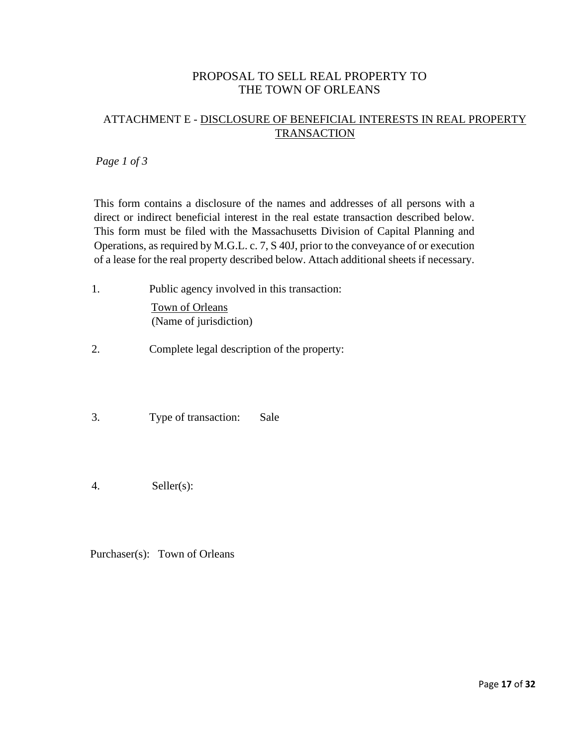# PROPOSAL TO SELL REAL PROPERTY TO THE TOWN OF ORLEANS

## ATTACHMENT E - DISCLOSURE OF BENEFICIAL INTERESTS IN REAL PROPERTY TRANSACTION

*Page 1 of 3*

This form contains a disclosure of the names and addresses of all persons with a direct or indirect beneficial interest in the real estate transaction described below. This form must be filed with the Massachusetts Division of Capital Planning and Operations, as required by M.G.L. c. 7, S 40J, prior to the conveyance of or execution of a lease for the real property described below. Attach additional sheets if necessary.

1. Public agency involved in this transaction:

   Town of Orleans
   (Name of jurisdiction)

2. Complete legal description of the property:

3. Type of transaction: Sale

4. Seller(s):

Purchaser(s): Town of Orleans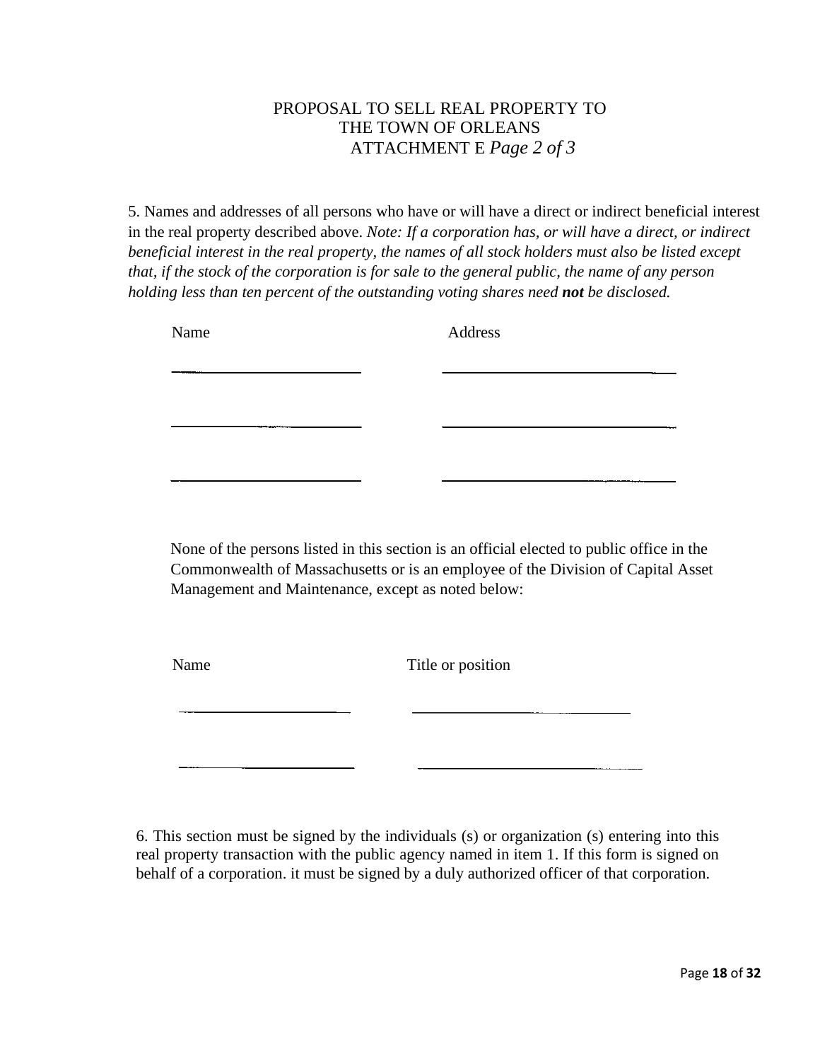# PROPOSAL TO SELL REAL PROPERTY TO THE TOWN OF ORLEANS

## ATTACHMENT E *Page 2 of 3*

5. Names and addresses of all persons who have or will have a direct or indirect beneficial interest in the real property described above. *Note: If a corporation has, or will have a direct, or indirect beneficial interest in the real property, the names of all stock holders must also be listed except that, if the stock of the corporation is for sale to the general public, the name of any person holding less than ten percent of the outstanding voting shares need* ***not*** *be disclosed.*

| Name | Address |
| --- | --- |
| ______________________ | ____________________________ |
| ______________________ | ____________________________ |
| ______________________ | ____________________________ |

None of the persons listed in this section is an official elected to public office in the Commonwealth of Massachusetts or is an employee of the Division of Capital Asset Management and Maintenance, except as noted below:

| Name | Title or position |
| --- | --- |
| ______________________ | ____________________________ |
| ______________________ | ____________________________ |

6. This section must be signed by the individuals (s) or organization (s) entering into this real property transaction with the public agency named in item 1. If this form is signed on behalf of a corporation. it must be signed by a duly authorized officer of that corporation.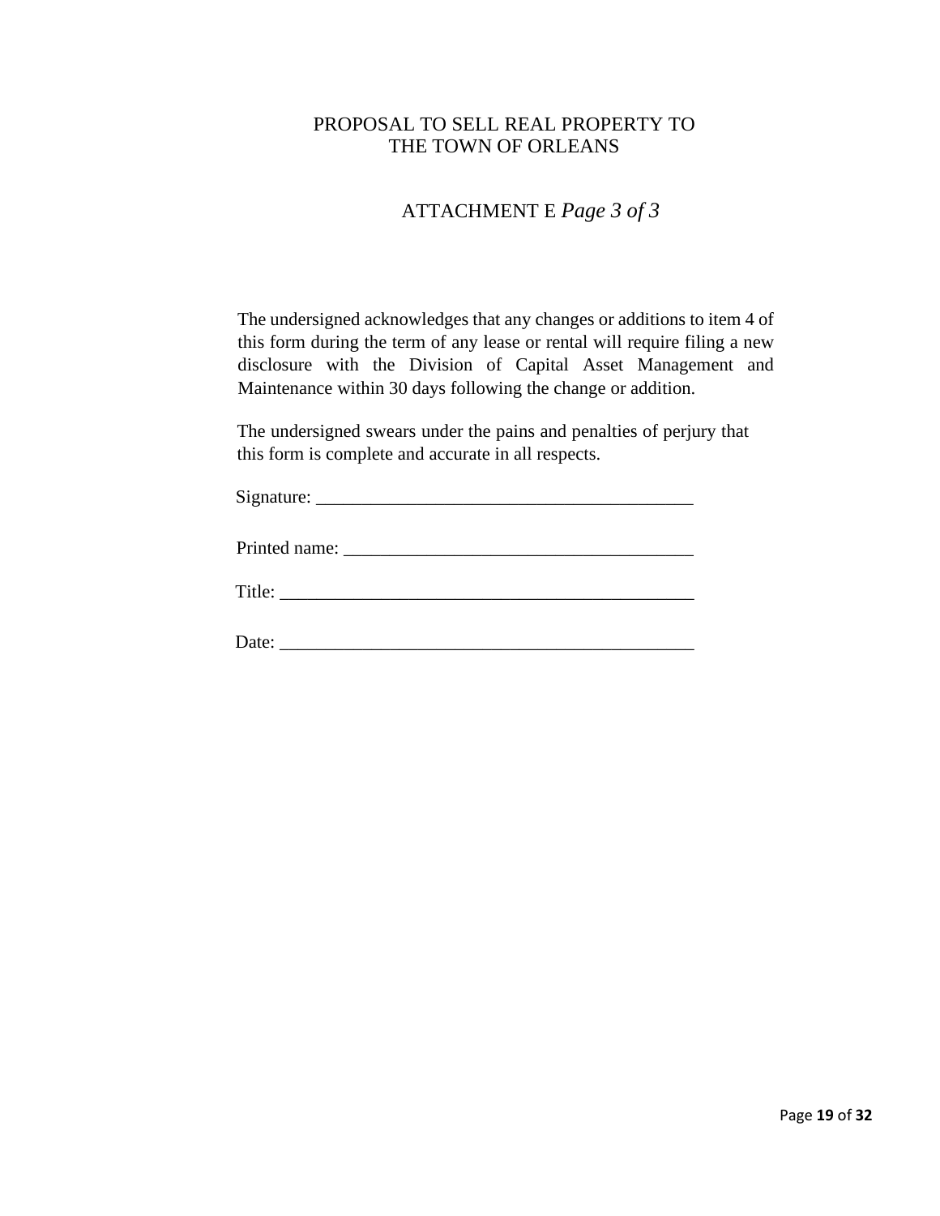PROPOSAL TO SELL REAL PROPERTY TO
THE TOWN OF ORLEANS

ATTACHMENT E *Page 3 of 3*

The undersigned acknowledges that any changes or additions to item 4 of this form during the term of any lease or rental will require filing a new disclosure with the Division of Capital Asset Management and Maintenance within 30 days following the change or addition.

The undersigned swears under the pains and penalties of perjury that this form is complete and accurate in all respects.

Signature: ___________________________________________

Printed name: ________________________________________

Title: ________________________________________________

Date: ________________________________________________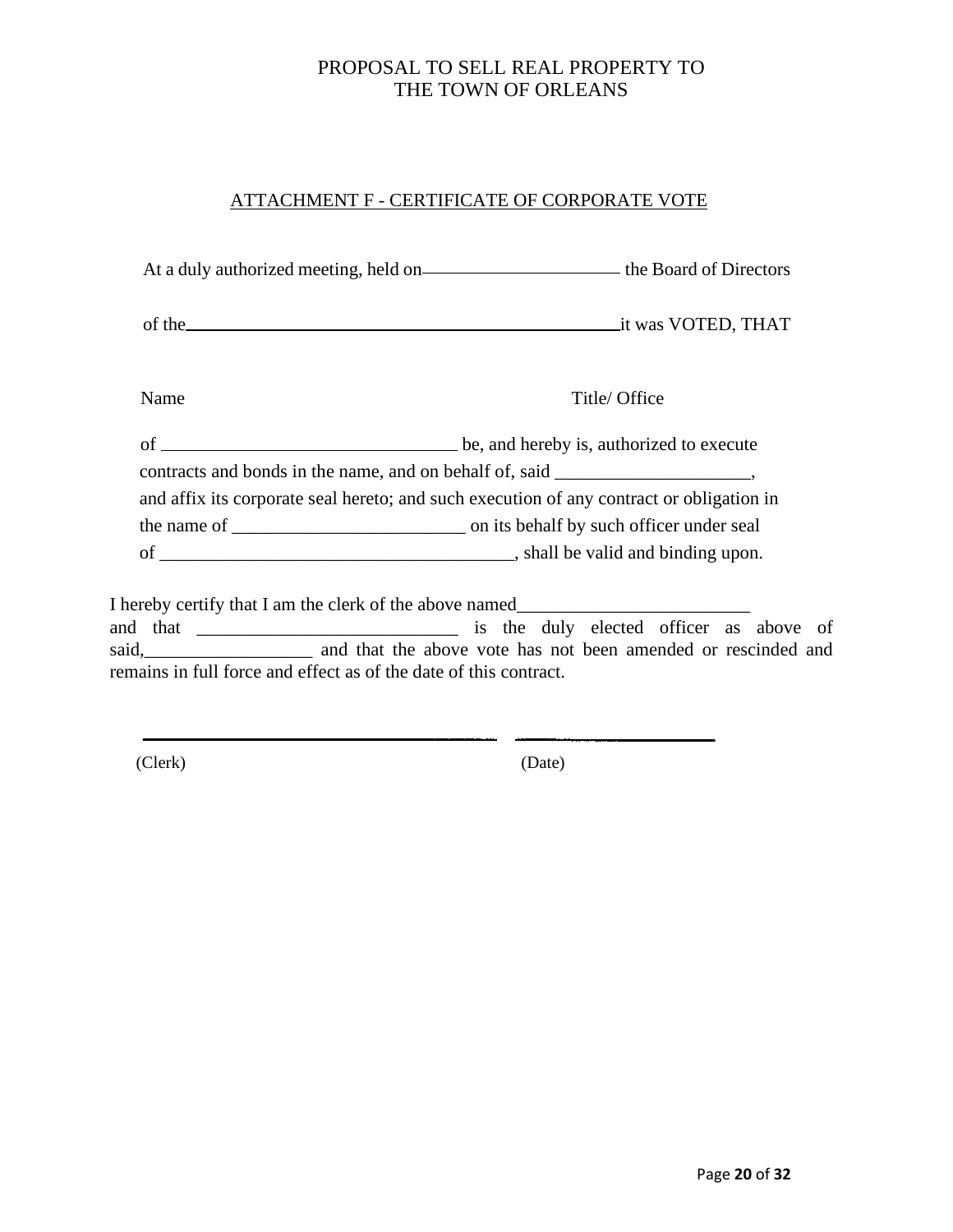PROPOSAL TO SELL REAL PROPERTY TO
THE TOWN OF ORLEANS

ATTACHMENT F - CERTIFICATE OF CORPORATE VOTE

At a duly authorized meeting, held on______________________ the Board of Directors

of the_________________________________________________it was VOTED, THAT

Name                                                                Title/ Office

of ________________________________ be, and hereby is, authorized to execute
contracts and bonds in the name, and on behalf of, said _____________________,
and affix its corporate seal hereto; and such execution of any contract or obligation in
the name of _________________________ on its behalf by such officer under seal
of ______________________________________, shall be valid and binding upon.

I hereby certify that I am the clerk of the above named_________________________ and that ____________________________ is the duly elected officer as above of said,__________________ and that the above vote has not been amended or rescinded and remains in full force and effect as of the date of this contract.

______________________________________        ________________________

(Clerk)                                                            (Date)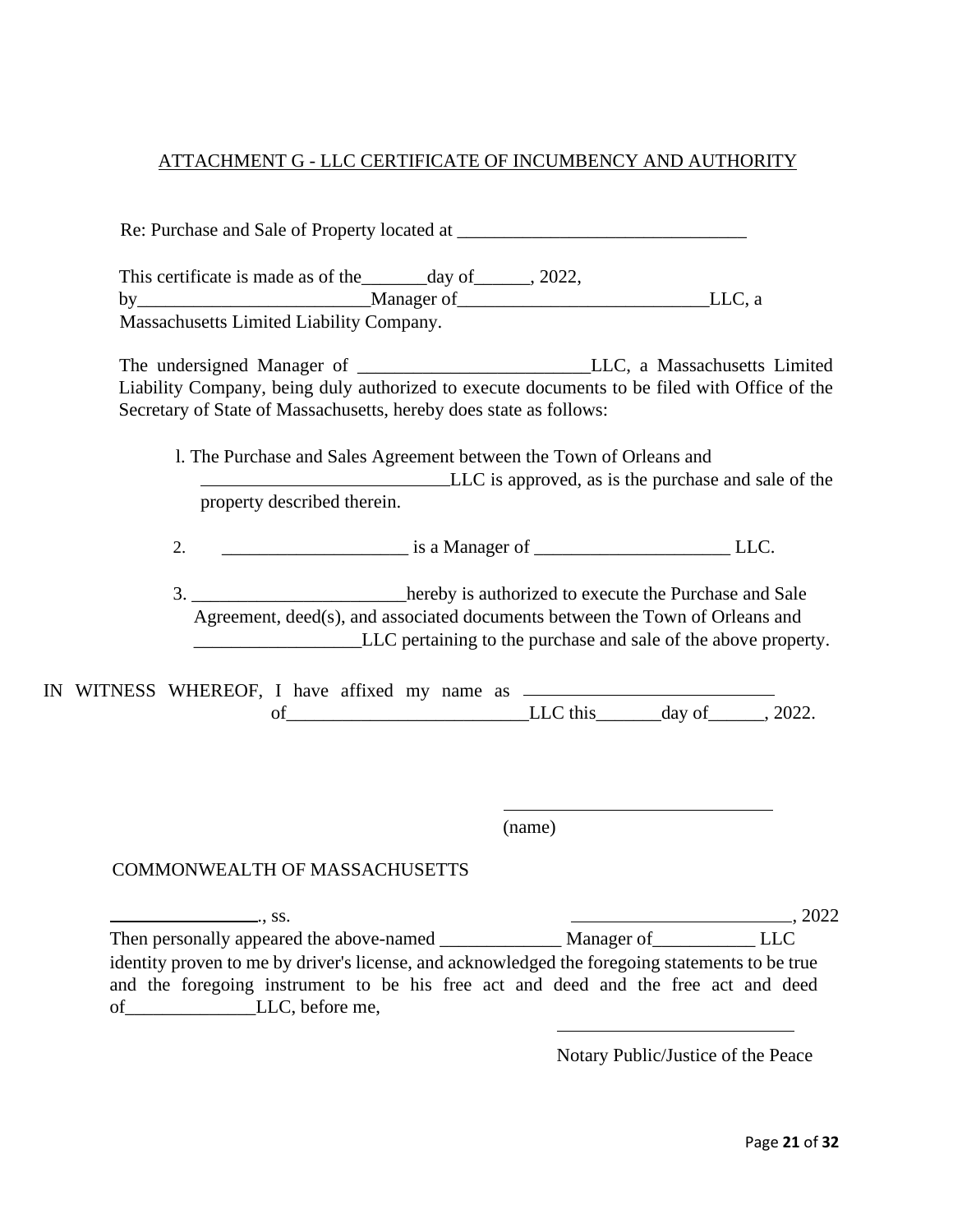ATTACHMENT G - LLC CERTIFICATE OF INCUMBENCY AND AUTHORITY

Re: Purchase and Sale of Property located at _______________________________

This certificate is made as of the_______day of______, 2022,
by_________________________Manager of___________________________LLC, a Massachusetts Limited Liability Company.

The undersigned Manager of _________________________LLC, a Massachusetts Limited Liability Company, being duly authorized to execute documents to be filed with Office of the Secretary of State of Massachusetts, hereby does state as follows:

l. The Purchase and Sales Agreement between the Town of Orleans and ___________________________LLC is approved, as is the purchase and sale of the property described therein.

2. ____________________ is a Manager of _____________________ LLC.

3. _______________________hereby is authorized to execute the Purchase and Sale Agreement, deed(s), and associated documents between the Town of Orleans and __________________LLC pertaining to the purchase and sale of the above property.

IN WITNESS WHEREOF, I have affixed my name as ___________________________ of__________________________LLC this_______day of______, 2022.

______________________________
(name)

COMMONWEALTH OF MASSACHUSETTS

_________________., ss. ________________________, 2022

Then personally appeared the above-named _____________ Manager of___________ LLC identity proven to me by driver's license, and acknowledged the foregoing statements to be true and the foregoing instrument to be his free act and deed and the free act and deed of______________LLC, before me,

___________________________
Notary Public/Justice of the Peace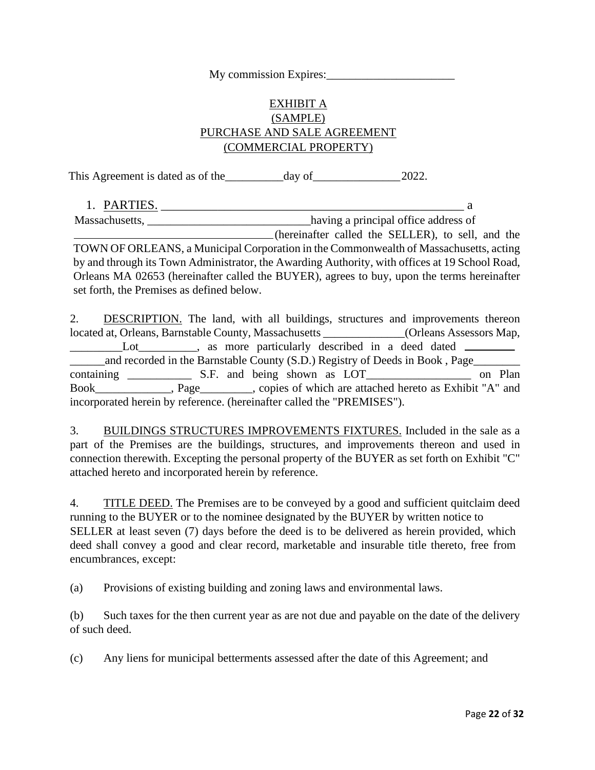My commission Expires:______________________

EXHIBIT A
(SAMPLE)
PURCHASE AND SALE AGREEMENT
(COMMERCIAL PROPERTY)

This Agreement is dated as of the__________day of_______________2022.

1. PARTIES. ____________________________________________________ a Massachusetts, ____________________________having a principal office address of ___________________________________(hereinafter called the SELLER), to sell, and the TOWN OF ORLEANS, a Municipal Corporation in the Commonwealth of Massachusetts, acting by and through its Town Administrator, the Awarding Authority, with offices at 19 School Road, Orleans MA 02653 (hereinafter called the BUYER), agrees to buy, upon the terms hereinafter set forth, the Premises as defined below.

2. DESCRIPTION. The land, with all buildings, structures and improvements thereon located at, Orleans, Barnstable County, Massachusetts ______________(Orleans Assessors Map, _________Lot__________, as more particularly described in a deed dated _________ ______and recorded in the Barnstable County (S.D.) Registry of Deeds in Book , Page________ containing ___________ S.F. and being shown as LOT__________________ on Plan Book_____________, Page_________, copies of which are attached hereto as Exhibit "A" and incorporated herein by reference. (hereinafter called the "PREMISES").

3. BUILDINGS STRUCTURES IMPROVEMENTS FIXTURES. Included in the sale as a part of the Premises are the buildings, structures, and improvements thereon and used in connection therewith. Excepting the personal property of the BUYER as set forth on Exhibit "C" attached hereto and incorporated herein by reference.

4. TITLE DEED. The Premises are to be conveyed by a good and sufficient quitclaim deed running to the BUYER or to the nominee designated by the BUYER by written notice to SELLER at least seven (7) days before the deed is to be delivered as herein provided, which deed shall convey a good and clear record, marketable and insurable title thereto, free from encumbrances, except:

(a) Provisions of existing building and zoning laws and environmental laws.

(b) Such taxes for the then current year as are not due and payable on the date of the delivery of such deed.

(c) Any liens for municipal betterments assessed after the date of this Agreement; and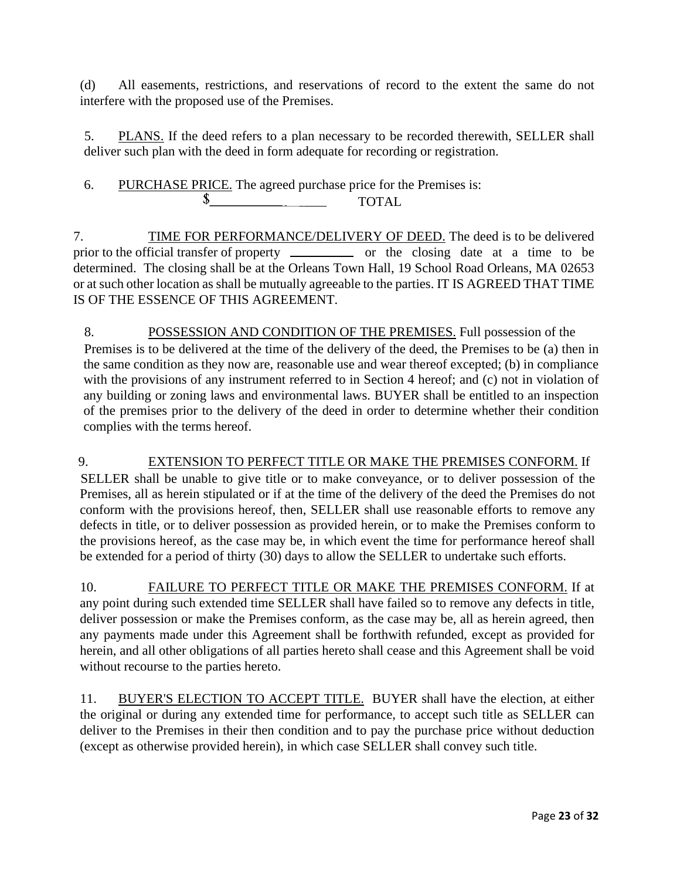(d) All easements, restrictions, and reservations of record to the extent the same do not interfere with the proposed use of the Premises.

5. PLANS. If the deed refers to a plan necessary to be recorded therewith, SELLER shall deliver such plan with the deed in form adequate for recording or registration.

6. PURCHASE PRICE. The agreed purchase price for the Premises is:

$______________ TOTAL

7. TIME FOR PERFORMANCE/DELIVERY OF DEED. The deed is to be delivered prior to the official transfer of property __________ or the closing date at a time to be determined. The closing shall be at the Orleans Town Hall, 19 School Road Orleans, MA 02653 or at such other location as shall be mutually agreeable to the parties. IT IS AGREED THAT TIME IS OF THE ESSENCE OF THIS AGREEMENT.

8. POSSESSION AND CONDITION OF THE PREMISES. Full possession of the Premises is to be delivered at the time of the delivery of the deed, the Premises to be (a) then in the same condition as they now are, reasonable use and wear thereof excepted; (b) in compliance with the provisions of any instrument referred to in Section 4 hereof; and (c) not in violation of any building or zoning laws and environmental laws. BUYER shall be entitled to an inspection of the premises prior to the delivery of the deed in order to determine whether their condition complies with the terms hereof.

9. EXTENSION TO PERFECT TITLE OR MAKE THE PREMISES CONFORM. If SELLER shall be unable to give title or to make conveyance, or to deliver possession of the Premises, all as herein stipulated or if at the time of the delivery of the deed the Premises do not conform with the provisions hereof, then, SELLER shall use reasonable efforts to remove any defects in title, or to deliver possession as provided herein, or to make the Premises conform to the provisions hereof, as the case may be, in which event the time for performance hereof shall be extended for a period of thirty (30) days to allow the SELLER to undertake such efforts.

10. FAILURE TO PERFECT TITLE OR MAKE THE PREMISES CONFORM. If at any point during such extended time SELLER shall have failed so to remove any defects in title, deliver possession or make the Premises conform, as the case may be, all as herein agreed, then any payments made under this Agreement shall be forthwith refunded, except as provided for herein, and all other obligations of all parties hereto shall cease and this Agreement shall be void without recourse to the parties hereto.

11. BUYER'S ELECTION TO ACCEPT TITLE. BUYER shall have the election, at either the original or during any extended time for performance, to accept such title as SELLER can deliver to the Premises in their then condition and to pay the purchase price without deduction (except as otherwise provided herein), in which case SELLER shall convey such title.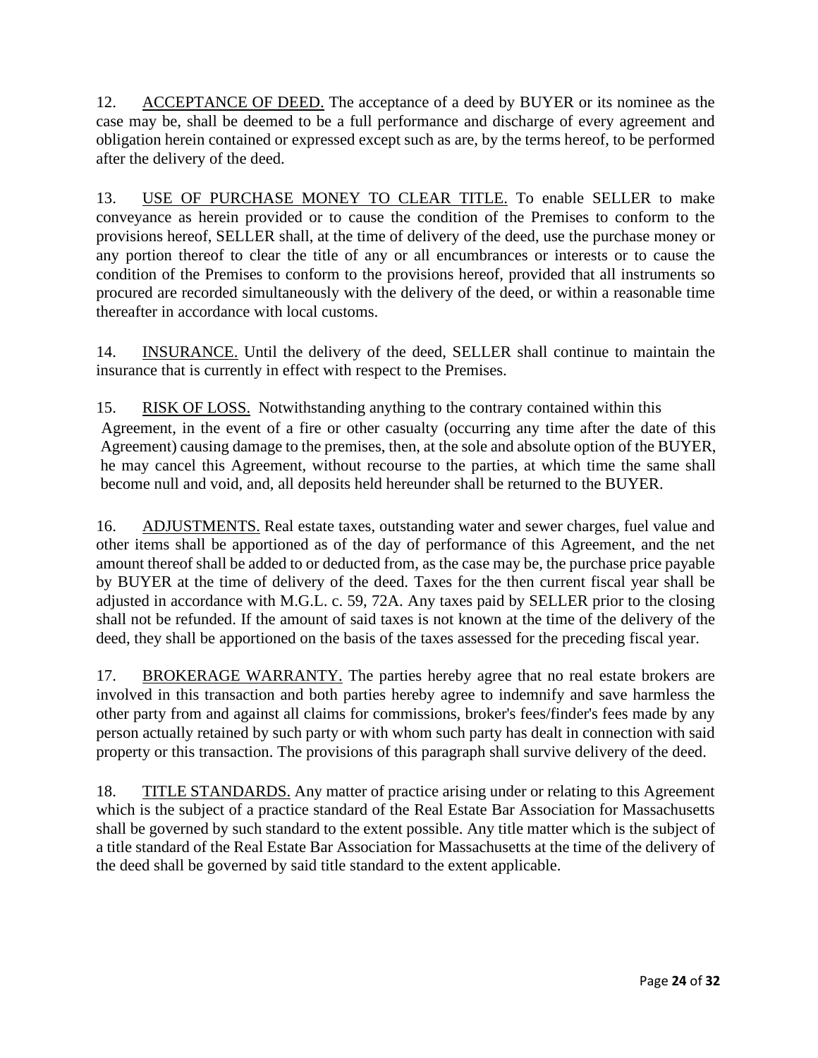12. ACCEPTANCE OF DEED. The acceptance of a deed by BUYER or its nominee as the case may be, shall be deemed to be a full performance and discharge of every agreement and obligation herein contained or expressed except such as are, by the terms hereof, to be performed after the delivery of the deed.

13. USE OF PURCHASE MONEY TO CLEAR TITLE. To enable SELLER to make conveyance as herein provided or to cause the condition of the Premises to conform to the provisions hereof, SELLER shall, at the time of delivery of the deed, use the purchase money or any portion thereof to clear the title of any or all encumbrances or interests or to cause the condition of the Premises to conform to the provisions hereof, provided that all instruments so procured are recorded simultaneously with the delivery of the deed, or within a reasonable time thereafter in accordance with local customs.

14. INSURANCE. Until the delivery of the deed, SELLER shall continue to maintain the insurance that is currently in effect with respect to the Premises.

15. RISK OF LOSS. Notwithstanding anything to the contrary contained within this Agreement, in the event of a fire or other casualty (occurring any time after the date of this Agreement) causing damage to the premises, then, at the sole and absolute option of the BUYER, he may cancel this Agreement, without recourse to the parties, at which time the same shall become null and void, and, all deposits held hereunder shall be returned to the BUYER.

16. ADJUSTMENTS. Real estate taxes, outstanding water and sewer charges, fuel value and other items shall be apportioned as of the day of performance of this Agreement, and the net amount thereof shall be added to or deducted from, as the case may be, the purchase price payable by BUYER at the time of delivery of the deed. Taxes for the then current fiscal year shall be adjusted in accordance with M.G.L. c. 59, 72A. Any taxes paid by SELLER prior to the closing shall not be refunded. If the amount of said taxes is not known at the time of the delivery of the deed, they shall be apportioned on the basis of the taxes assessed for the preceding fiscal year.

17. BROKERAGE WARRANTY. The parties hereby agree that no real estate brokers are involved in this transaction and both parties hereby agree to indemnify and save harmless the other party from and against all claims for commissions, broker's fees/finder's fees made by any person actually retained by such party or with whom such party has dealt in connection with said property or this transaction. The provisions of this paragraph shall survive delivery of the deed.

18. TITLE STANDARDS. Any matter of practice arising under or relating to this Agreement which is the subject of a practice standard of the Real Estate Bar Association for Massachusetts shall be governed by such standard to the extent possible. Any title matter which is the subject of a title standard of the Real Estate Bar Association for Massachusetts at the time of the delivery of the deed shall be governed by said title standard to the extent applicable.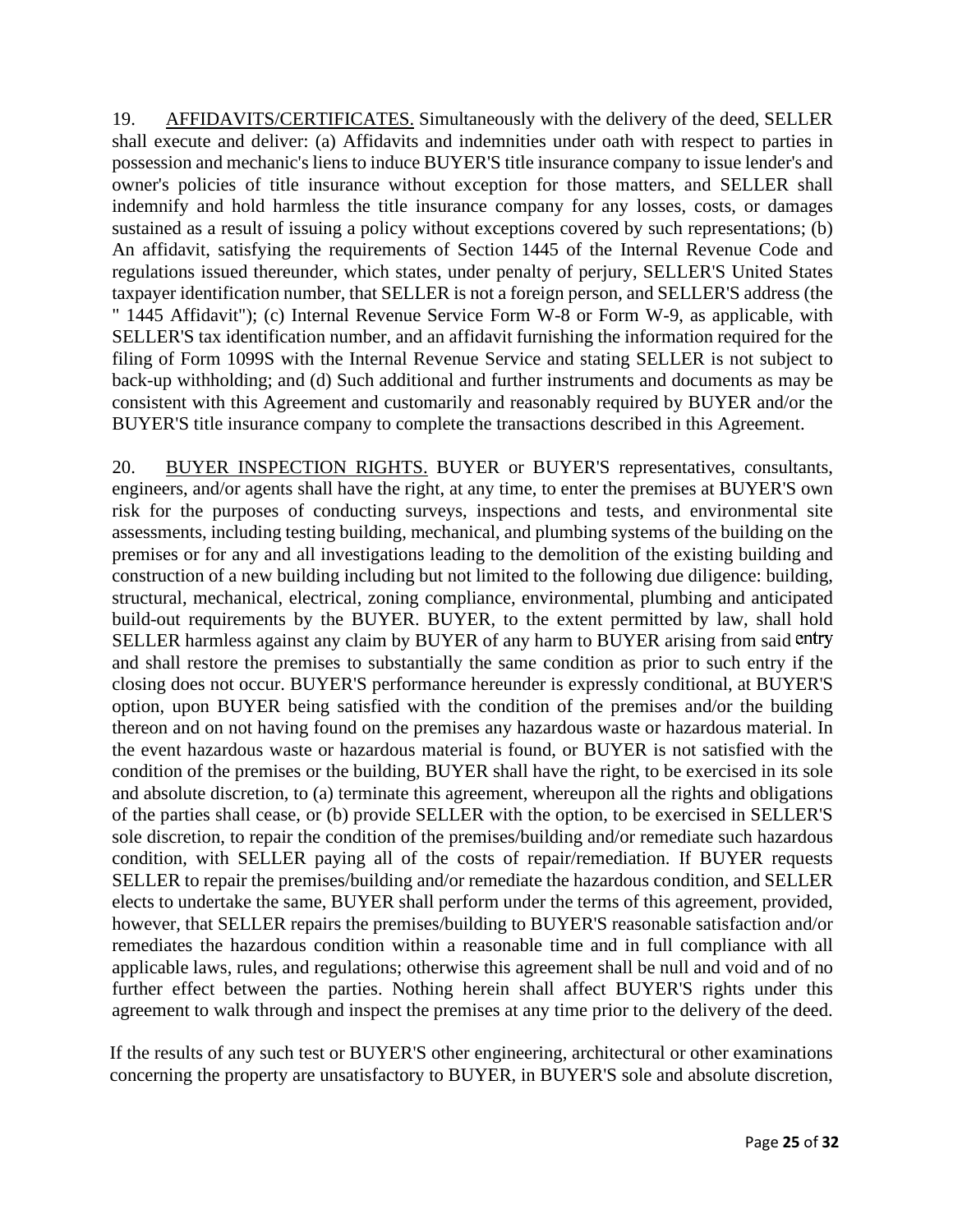19. <u>AFFIDAVITS/CERTIFICATES.</u> Simultaneously with the delivery of the deed, SELLER shall execute and deliver: (a) Affidavits and indemnities under oath with respect to parties in possession and mechanic's liens to induce BUYER'S title insurance company to issue lender's and owner's policies of title insurance without exception for those matters, and SELLER shall indemnify and hold harmless the title insurance company for any losses, costs, or damages sustained as a result of issuing a policy without exceptions covered by such representations; (b) An affidavit, satisfying the requirements of Section 1445 of the Internal Revenue Code and regulations issued thereunder, which states, under penalty of perjury, SELLER'S United States taxpayer identification number, that SELLER is not a foreign person, and SELLER'S address (the " 1445 Affidavit"); (c) Internal Revenue Service Form W-8 or Form W-9, as applicable, with SELLER'S tax identification number, and an affidavit furnishing the information required for the filing of Form 1099S with the Internal Revenue Service and stating SELLER is not subject to back-up withholding; and (d) Such additional and further instruments and documents as may be consistent with this Agreement and customarily and reasonably required by BUYER and/or the BUYER'S title insurance company to complete the transactions described in this Agreement.

20. <u>BUYER INSPECTION RIGHTS.</u> BUYER or BUYER'S representatives, consultants, engineers, and/or agents shall have the right, at any time, to enter the premises at BUYER'S own risk for the purposes of conducting surveys, inspections and tests, and environmental site assessments, including testing building, mechanical, and plumbing systems of the building on the premises or for any and all investigations leading to the demolition of the existing building and construction of a new building including but not limited to the following due diligence: building, structural, mechanical, electrical, zoning compliance, environmental, plumbing and anticipated build-out requirements by the BUYER. BUYER, to the extent permitted by law, shall hold SELLER harmless against any claim by BUYER of any harm to BUYER arising from said entry and shall restore the premises to substantially the same condition as prior to such entry if the closing does not occur. BUYER'S performance hereunder is expressly conditional, at BUYER'S option, upon BUYER being satisfied with the condition of the premises and/or the building thereon and on not having found on the premises any hazardous waste or hazardous material. In the event hazardous waste or hazardous material is found, or BUYER is not satisfied with the condition of the premises or the building, BUYER shall have the right, to be exercised in its sole and absolute discretion, to (a) terminate this agreement, whereupon all the rights and obligations of the parties shall cease, or (b) provide SELLER with the option, to be exercised in SELLER'S sole discretion, to repair the condition of the premises/building and/or remediate such hazardous condition, with SELLER paying all of the costs of repair/remediation. If BUYER requests SELLER to repair the premises/building and/or remediate the hazardous condition, and SELLER elects to undertake the same, BUYER shall perform under the terms of this agreement, provided, however, that SELLER repairs the premises/building to BUYER'S reasonable satisfaction and/or remediates the hazardous condition within a reasonable time and in full compliance with all applicable laws, rules, and regulations; otherwise this agreement shall be null and void and of no further effect between the parties. Nothing herein shall affect BUYER'S rights under this agreement to walk through and inspect the premises at any time prior to the delivery of the deed.

If the results of any such test or BUYER'S other engineering, architectural or other examinations concerning the property are unsatisfactory to BUYER, in BUYER'S sole and absolute discretion,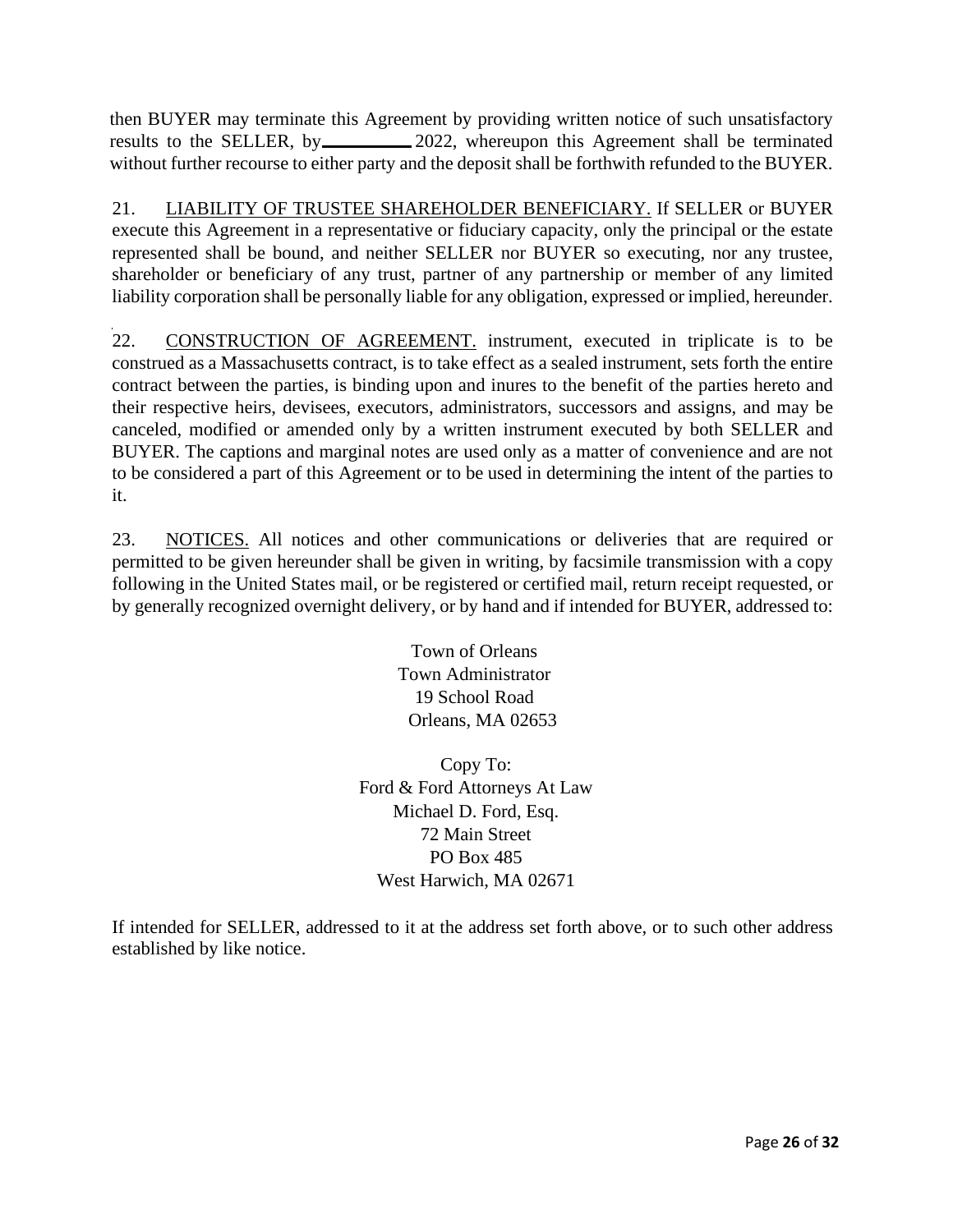then BUYER may terminate this Agreement by providing written notice of such unsatisfactory results to the SELLER, by__________ 2022, whereupon this Agreement shall be terminated without further recourse to either party and the deposit shall be forthwith refunded to the BUYER.

21. <u>LIABILITY OF TRUSTEE SHAREHOLDER BENEFICIARY.</u> If SELLER or BUYER execute this Agreement in a representative or fiduciary capacity, only the principal or the estate represented shall be bound, and neither SELLER nor BUYER so executing, nor any trustee, shareholder or beneficiary of any trust, partner of any partnership or member of any limited liability corporation shall be personally liable for any obligation, expressed or implied, hereunder.

22. <u>CONSTRUCTION OF AGREEMENT.</u> instrument, executed in triplicate is to be construed as a Massachusetts contract, is to take effect as a sealed instrument, sets forth the entire contract between the parties, is binding upon and inures to the benefit of the parties hereto and their respective heirs, devisees, executors, administrators, successors and assigns, and may be canceled, modified or amended only by a written instrument executed by both SELLER and BUYER. The captions and marginal notes are used only as a matter of convenience and are not to be considered a part of this Agreement or to be used in determining the intent of the parties to it.

23. <u>NOTICES.</u> All notices and other communications or deliveries that are required or permitted to be given hereunder shall be given in writing, by facsimile transmission with a copy following in the United States mail, or be registered or certified mail, return receipt requested, or by generally recognized overnight delivery, or by hand and if intended for BUYER, addressed to:

Town of Orleans
Town Administrator
19 School Road
Orleans, MA 02653

Copy To:
Ford & Ford Attorneys At Law
Michael D. Ford, Esq.
72 Main Street
PO Box 485
West Harwich, MA 02671

If intended for SELLER, addressed to it at the address set forth above, or to such other address established by like notice.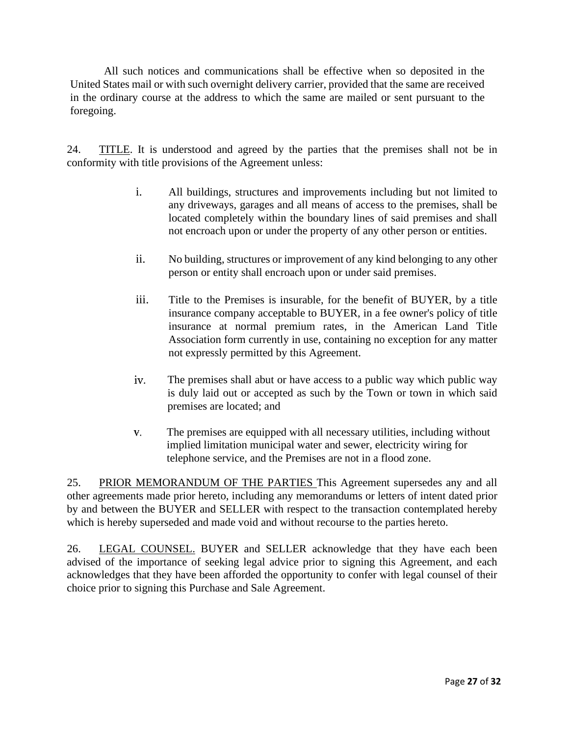All such notices and communications shall be effective when so deposited in the United States mail or with such overnight delivery carrier, provided that the same are received in the ordinary course at the address to which the same are mailed or sent pursuant to the foregoing.

24. <u>TITLE</u>. It is understood and agreed by the parties that the premises shall not be in conformity with title provisions of the Agreement unless:

i. All buildings, structures and improvements including but not limited to any driveways, garages and all means of access to the premises, shall be located completely within the boundary lines of said premises and shall not encroach upon or under the property of any other person or entities.

ii. No building, structures or improvement of any kind belonging to any other person or entity shall encroach upon or under said premises.

iii. Title to the Premises is insurable, for the benefit of BUYER, by a title insurance company acceptable to BUYER, in a fee owner's policy of title insurance at normal premium rates, in the American Land Title Association form currently in use, containing no exception for any matter not expressly permitted by this Agreement.

iv. The premises shall abut or have access to a public way which public way is duly laid out or accepted as such by the Town or town in which said premises are located; and

v. The premises are equipped with all necessary utilities, including without implied limitation municipal water and sewer, electricity wiring for telephone service, and the Premises are not in a flood zone.

25. <u>PRIOR MEMORANDUM OF THE PARTIES</u> This Agreement supersedes any and all other agreements made prior hereto, including any memorandums or letters of intent dated prior by and between the BUYER and SELLER with respect to the transaction contemplated hereby which is hereby superseded and made void and without recourse to the parties hereto.

26. <u>LEGAL COUNSEL.</u> BUYER and SELLER acknowledge that they have each been advised of the importance of seeking legal advice prior to signing this Agreement, and each acknowledges that they have been afforded the opportunity to confer with legal counsel of their choice prior to signing this Purchase and Sale Agreement.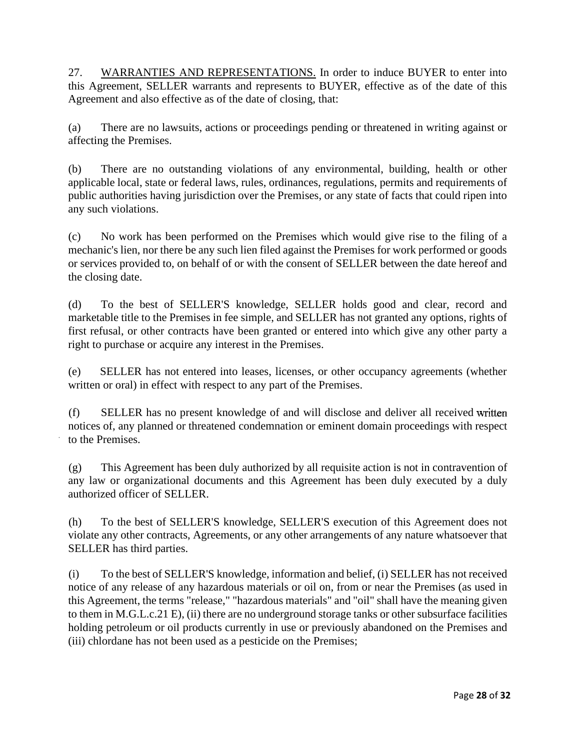27. <u>WARRANTIES AND REPRESENTATIONS.</u> In order to induce BUYER to enter into this Agreement, SELLER warrants and represents to BUYER, effective as of the date of this Agreement and also effective as of the date of closing, that:

(a) There are no lawsuits, actions or proceedings pending or threatened in writing against or affecting the Premises.

(b) There are no outstanding violations of any environmental, building, health or other applicable local, state or federal laws, rules, ordinances, regulations, permits and requirements of public authorities having jurisdiction over the Premises, or any state of facts that could ripen into any such violations.

(c) No work has been performed on the Premises which would give rise to the filing of a mechanic's lien, nor there be any such lien filed against the Premises for work performed or goods or services provided to, on behalf of or with the consent of SELLER between the date hereof and the closing date.

(d) To the best of SELLER'S knowledge, SELLER holds good and clear, record and marketable title to the Premises in fee simple, and SELLER has not granted any options, rights of first refusal, or other contracts have been granted or entered into which give any other party a right to purchase or acquire any interest in the Premises.

(e) SELLER has not entered into leases, licenses, or other occupancy agreements (whether written or oral) in effect with respect to any part of the Premises.

(f) SELLER has no present knowledge of and will disclose and deliver all received written notices of, any planned or threatened condemnation or eminent domain proceedings with respect to the Premises.

(g) This Agreement has been duly authorized by all requisite action is not in contravention of any law or organizational documents and this Agreement has been duly executed by a duly authorized officer of SELLER.

(h) To the best of SELLER'S knowledge, SELLER'S execution of this Agreement does not violate any other contracts, Agreements, or any other arrangements of any nature whatsoever that SELLER has third parties.

(i) To the best of SELLER'S knowledge, information and belief, (i) SELLER has not received notice of any release of any hazardous materials or oil on, from or near the Premises (as used in this Agreement, the terms "release," "hazardous materials" and "oil" shall have the meaning given to them in M.G.L.c.21 E), (ii) there are no underground storage tanks or other subsurface facilities holding petroleum or oil products currently in use or previously abandoned on the Premises and (iii) chlordane has not been used as a pesticide on the Premises;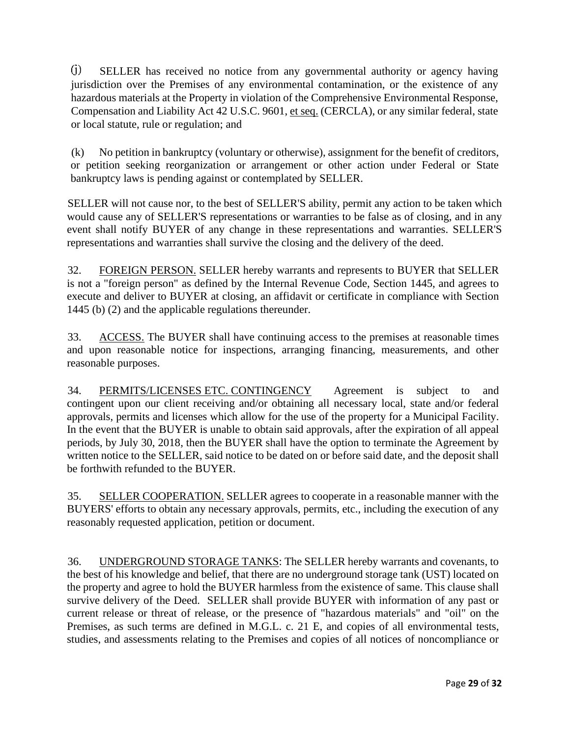(j) SELLER has received no notice from any governmental authority or agency having jurisdiction over the Premises of any environmental contamination, or the existence of any hazardous materials at the Property in violation of the Comprehensive Environmental Response, Compensation and Liability Act 42 U.S.C. 9601, et seq. (CERCLA), or any similar federal, state or local statute, rule or regulation; and

(k) No petition in bankruptcy (voluntary or otherwise), assignment for the benefit of creditors, or petition seeking reorganization or arrangement or other action under Federal or State bankruptcy laws is pending against or contemplated by SELLER.

SELLER will not cause nor, to the best of SELLER'S ability, permit any action to be taken which would cause any of SELLER'S representations or warranties to be false as of closing, and in any event shall notify BUYER of any change in these representations and warranties. SELLER'S representations and warranties shall survive the closing and the delivery of the deed.

32. FOREIGN PERSON. SELLER hereby warrants and represents to BUYER that SELLER is not a "foreign person" as defined by the Internal Revenue Code, Section 1445, and agrees to execute and deliver to BUYER at closing, an affidavit or certificate in compliance with Section 1445 (b) (2) and the applicable regulations thereunder.

33. ACCESS. The BUYER shall have continuing access to the premises at reasonable times and upon reasonable notice for inspections, arranging financing, measurements, and other reasonable purposes.

34. PERMITS/LICENSES ETC. CONTINGENCY Agreement is subject to and contingent upon our client receiving and/or obtaining all necessary local, state and/or federal approvals, permits and licenses which allow for the use of the property for a Municipal Facility. In the event that the BUYER is unable to obtain said approvals, after the expiration of all appeal periods, by July 30, 2018, then the BUYER shall have the option to terminate the Agreement by written notice to the SELLER, said notice to be dated on or before said date, and the deposit shall be forthwith refunded to the BUYER.

35. SELLER COOPERATION. SELLER agrees to cooperate in a reasonable manner with the BUYERS' efforts to obtain any necessary approvals, permits, etc., including the execution of any reasonably requested application, petition or document.

36. UNDERGROUND STORAGE TANKS: The SELLER hereby warrants and covenants, to the best of his knowledge and belief, that there are no underground storage tank (UST) located on the property and agree to hold the BUYER harmless from the existence of same. This clause shall survive delivery of the Deed. SELLER shall provide BUYER with information of any past or current release or threat of release, or the presence of "hazardous materials" and "oil" on the Premises, as such terms are defined in M.G.L. c. 21 E, and copies of all environmental tests, studies, and assessments relating to the Premises and copies of all notices of noncompliance or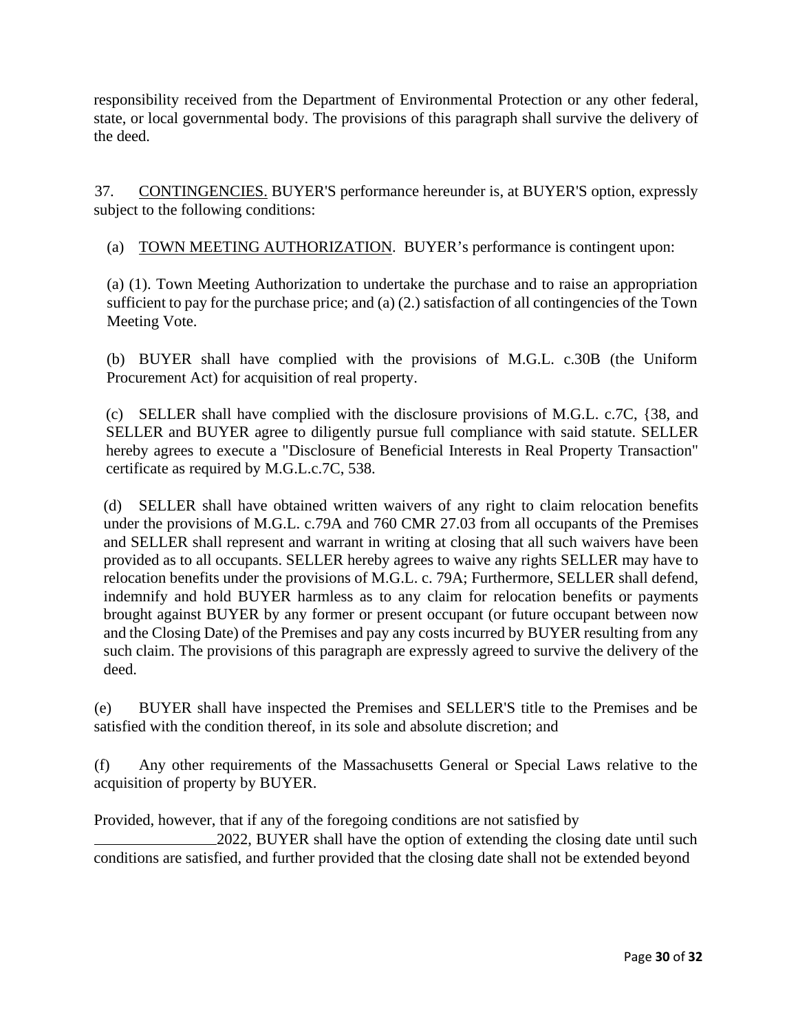responsibility received from the Department of Environmental Protection or any other federal, state, or local governmental body. The provisions of this paragraph shall survive the delivery of the deed.

37. <u>CONTINGENCIES.</u> BUYER'S performance hereunder is, at BUYER'S option, expressly subject to the following conditions:

(a) <u>TOWN MEETING AUTHORIZATION</u>. BUYER's performance is contingent upon:

(a) (1). Town Meeting Authorization to undertake the purchase and to raise an appropriation sufficient to pay for the purchase price; and (a) (2.) satisfaction of all contingencies of the Town Meeting Vote.

(b) BUYER shall have complied with the provisions of M.G.L. c.30B (the Uniform Procurement Act) for acquisition of real property.

(c) SELLER shall have complied with the disclosure provisions of M.G.L. c.7C, {38, and SELLER and BUYER agree to diligently pursue full compliance with said statute. SELLER hereby agrees to execute a "Disclosure of Beneficial Interests in Real Property Transaction" certificate as required by M.G.L.c.7C, 538.

(d) SELLER shall have obtained written waivers of any right to claim relocation benefits under the provisions of M.G.L. c.79A and 760 CMR 27.03 from all occupants of the Premises and SELLER shall represent and warrant in writing at closing that all such waivers have been provided as to all occupants. SELLER hereby agrees to waive any rights SELLER may have to relocation benefits under the provisions of M.G.L. c. 79A; Furthermore, SELLER shall defend, indemnify and hold BUYER harmless as to any claim for relocation benefits or payments brought against BUYER by any former or present occupant (or future occupant between now and the Closing Date) of the Premises and pay any costs incurred by BUYER resulting from any such claim. The provisions of this paragraph are expressly agreed to survive the delivery of the deed.

(e) BUYER shall have inspected the Premises and SELLER'S title to the Premises and be satisfied with the condition thereof, in its sole and absolute discretion; and

(f) Any other requirements of the Massachusetts General or Special Laws relative to the acquisition of property by BUYER.

Provided, however, that if any of the foregoing conditions are not satisfied by ________________2022, BUYER shall have the option of extending the closing date until such conditions are satisfied, and further provided that the closing date shall not be extended beyond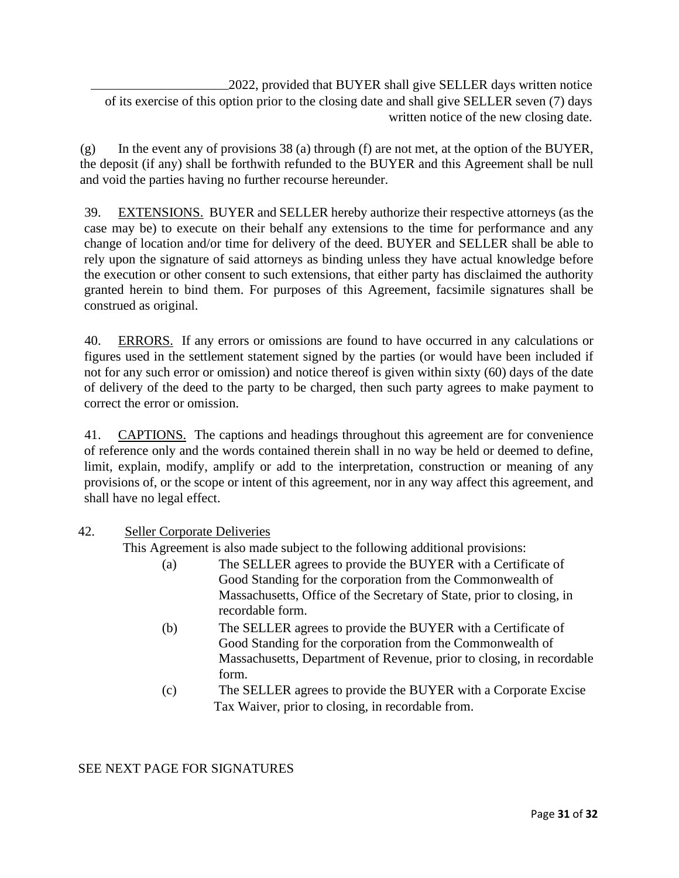\_\_\_\_\_\_\_\_\_\_\_\_\_\_\_\_\_\_\_\_\_2022, provided that BUYER shall give SELLER days written notice of its exercise of this option prior to the closing date and shall give SELLER seven (7) days written notice of the new closing date.

(g) In the event any of provisions 38 (a) through (f) are not met, at the option of the BUYER, the deposit (if any) shall be forthwith refunded to the BUYER and this Agreement shall be null and void the parties having no further recourse hereunder.

39. <u>EXTENSIONS.</u> BUYER and SELLER hereby authorize their respective attorneys (as the case may be) to execute on their behalf any extensions to the time for performance and any change of location and/or time for delivery of the deed. BUYER and SELLER shall be able to rely upon the signature of said attorneys as binding unless they have actual knowledge before the execution or other consent to such extensions, that either party has disclaimed the authority granted herein to bind them. For purposes of this Agreement, facsimile signatures shall be construed as original.

40. <u>ERRORS.</u> If any errors or omissions are found to have occurred in any calculations or figures used in the settlement statement signed by the parties (or would have been included if not for any such error or omission) and notice thereof is given within sixty (60) days of the date of delivery of the deed to the party to be charged, then such party agrees to make payment to correct the error or omission.

41. <u>CAPTIONS.</u> The captions and headings throughout this agreement are for convenience of reference only and the words contained therein shall in no way be held or deemed to define, limit, explain, modify, amplify or add to the interpretation, construction or meaning of any provisions of, or the scope or intent of this agreement, nor in any way affect this agreement, and shall have no legal effect.

42. <u>Seller Corporate Deliveries</u>

This Agreement is also made subject to the following additional provisions:

(a) The SELLER agrees to provide the BUYER with a Certificate of Good Standing for the corporation from the Commonwealth of Massachusetts, Office of the Secretary of State, prior to closing, in recordable form.

(b) The SELLER agrees to provide the BUYER with a Certificate of Good Standing for the corporation from the Commonwealth of Massachusetts, Department of Revenue, prior to closing, in recordable form.

(c) The SELLER agrees to provide the BUYER with a Corporate Excise Tax Waiver, prior to closing, in recordable from.

SEE NEXT PAGE FOR SIGNATURES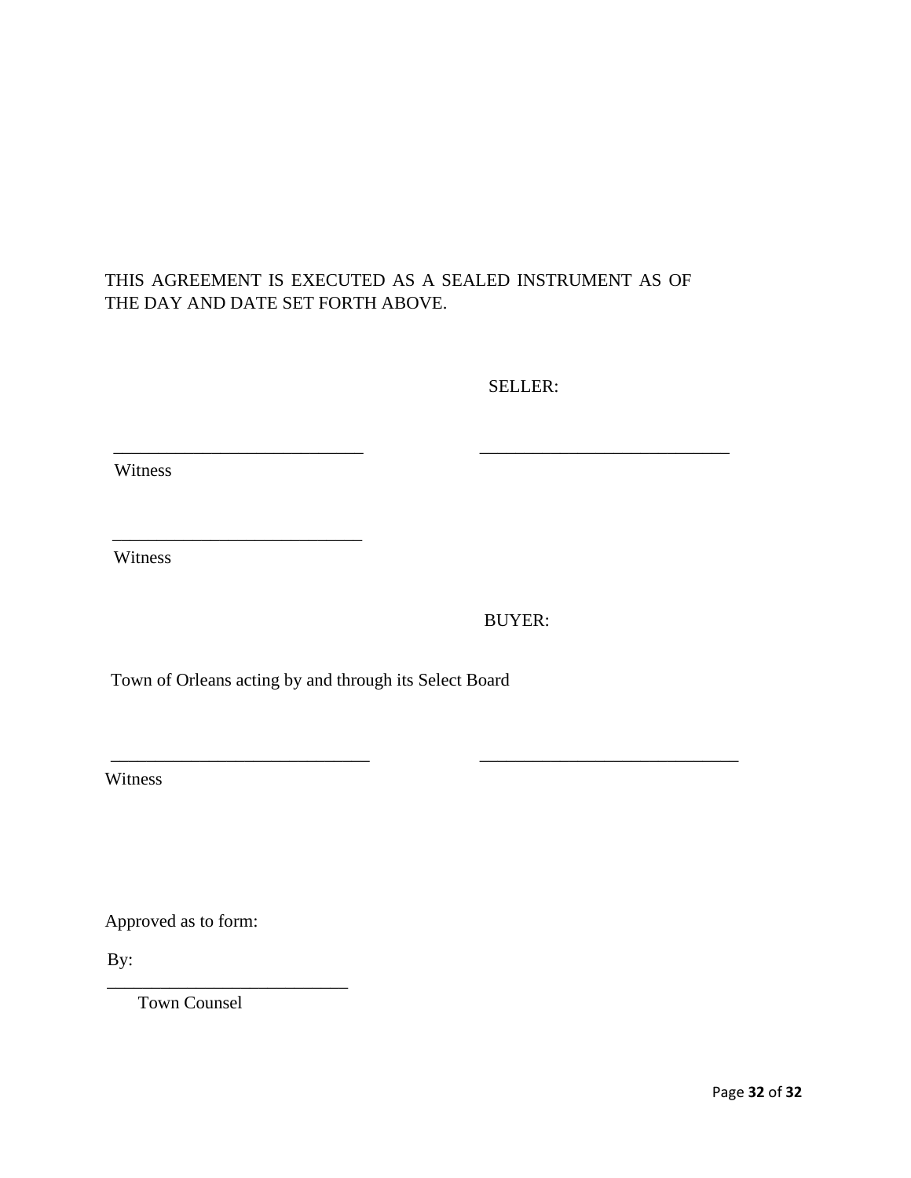THIS AGREEMENT IS EXECUTED AS A SEALED INSTRUMENT AS OF THE DAY AND DATE SET FORTH ABOVE.

SELLER:

\_\_\_\_\_\_\_\_\_\_\_\_\_\_\_\_\_\_\_\_\_\_\_\_\_\_\_\_\_\_ \_\_\_\_\_\_\_\_\_\_\_\_\_\_\_\_\_\_\_\_\_\_\_\_\_\_\_\_\_\_
Witness

\_\_\_\_\_\_\_\_\_\_\_\_\_\_\_\_\_\_\_\_\_\_\_\_\_\_\_\_\_\_
Witness

BUYER:

Town of Orleans acting by and through its Select Board

\_\_\_\_\_\_\_\_\_\_\_\_\_\_\_\_\_\_\_\_\_\_\_\_\_\_\_\_\_\_ \_\_\_\_\_\_\_\_\_\_\_\_\_\_\_\_\_\_\_\_\_\_\_\_\_\_\_\_\_\_
Witness

Approved as to form:

By:
\_\_\_\_\_\_\_\_\_\_\_\_\_\_\_\_\_\_\_\_\_\_\_\_\_\_\_\_
Town Counsel